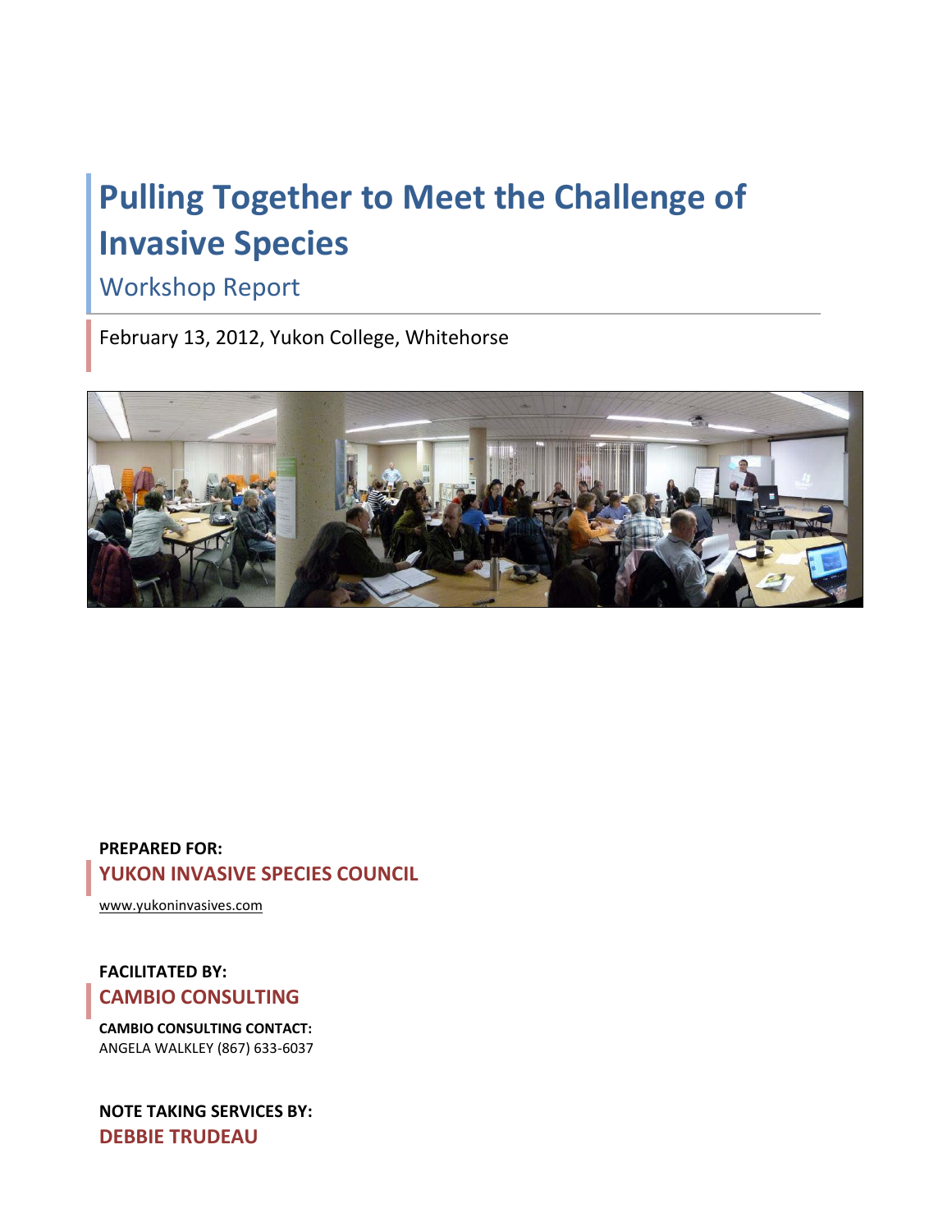# Pulling Together to Meet the Challenge of Invasive Species

## Workshop Report

February 13, 2012, Yukon College, Whitehorse

**PREPARED FOR:**

**YUKON INVASIVE SPECIES COUNCIL**

www.yukoninvasives.com

**FACILITATED BY:**

**CAMBIO CONSULTING**

**CAMBIO CONSULTING CONTACT:**
ANGELA WALKLEY (867) 633-6037

**NOTE TAKING SERVICES BY:**

**DEBBIE TRUDEAU**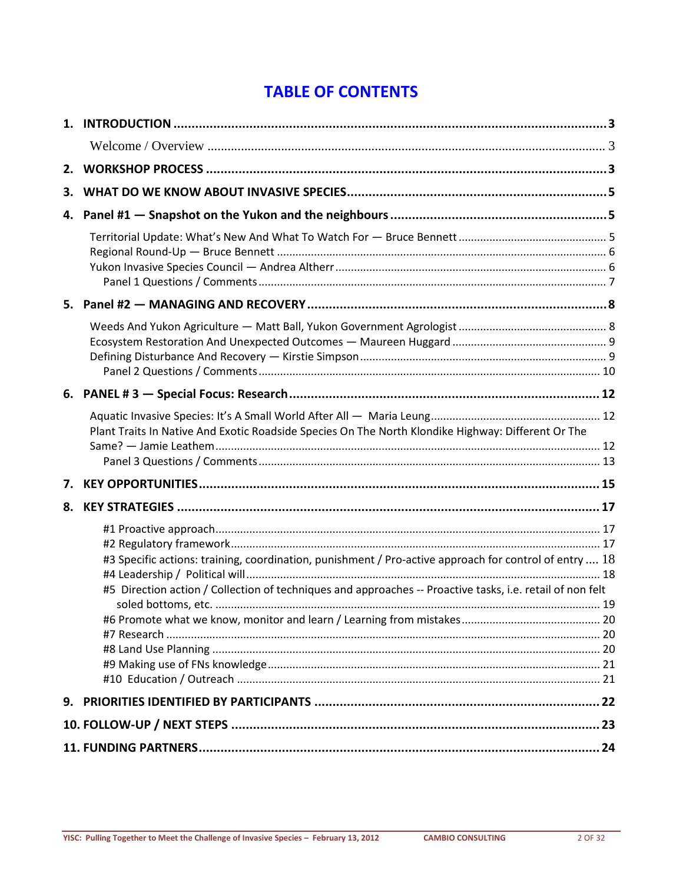# TABLE OF CONTENTS

1. **INTRODUCTION** .......... 3
   - Welcome / Overview .......... 3
2. **WORKSHOP PROCESS** .......... 3
3. **WHAT DO WE KNOW ABOUT INVASIVE SPECIES** .......... 5
4. **Panel #1 — Snapshot on the Yukon and the neighbours** .......... 5
   - Territorial Update: What's New And What To Watch For — Bruce Bennett .......... 5
   - Regional Round-Up — Bruce Bennett .......... 6
   - Yukon Invasive Species Council — Andrea Altherr .......... 6
     - Panel 1 Questions / Comments .......... 7
5. **Panel #2 — MANAGING AND RECOVERY** .......... 8
   - Weeds And Yukon Agriculture — Matt Ball, Yukon Government Agrologist .......... 8
   - Ecosystem Restoration And Unexpected Outcomes — Maureen Huggard .......... 9
   - Defining Disturbance And Recovery — Kirstie Simpson .......... 9
     - Panel 2 Questions / Comments .......... 10
6. **PANEL # 3 — Special Focus: Research** .......... 12
   - Aquatic Invasive Species: It's A Small World After All — Maria Leung .......... 12
   - Plant Traits In Native And Exotic Roadside Species On The North Klondike Highway: Different Or The Same? — Jamie Leathem .......... 12
     - Panel 3 Questions / Comments .......... 13
7. **KEY OPPORTUNITIES** .......... 15
8. **KEY STRATEGIES** .......... 17
   - #1 Proactive approach .......... 17
   - #2 Regulatory framework .......... 17
   - #3 Specific actions: training, coordination, punishment / Pro-active approach for control of entry .... 18
   - #4 Leadership / Political will .......... 18
   - #5 Direction action / Collection of techniques and approaches -- Proactive tasks, i.e. retail of non felt soled bottoms, etc. .......... 19
   - #6 Promote what we know, monitor and learn / Learning from mistakes .......... 20
   - #7 Research .......... 20
   - #8 Land Use Planning .......... 20
   - #9 Making use of FNs knowledge .......... 21
   - #10 Education / Outreach .......... 21
9. **PRIORITIES IDENTIFIED BY PARTICIPANTS** .......... 22
10. **FOLLOW-UP / NEXT STEPS** .......... 23
11. **FUNDING PARTNERS** .......... 24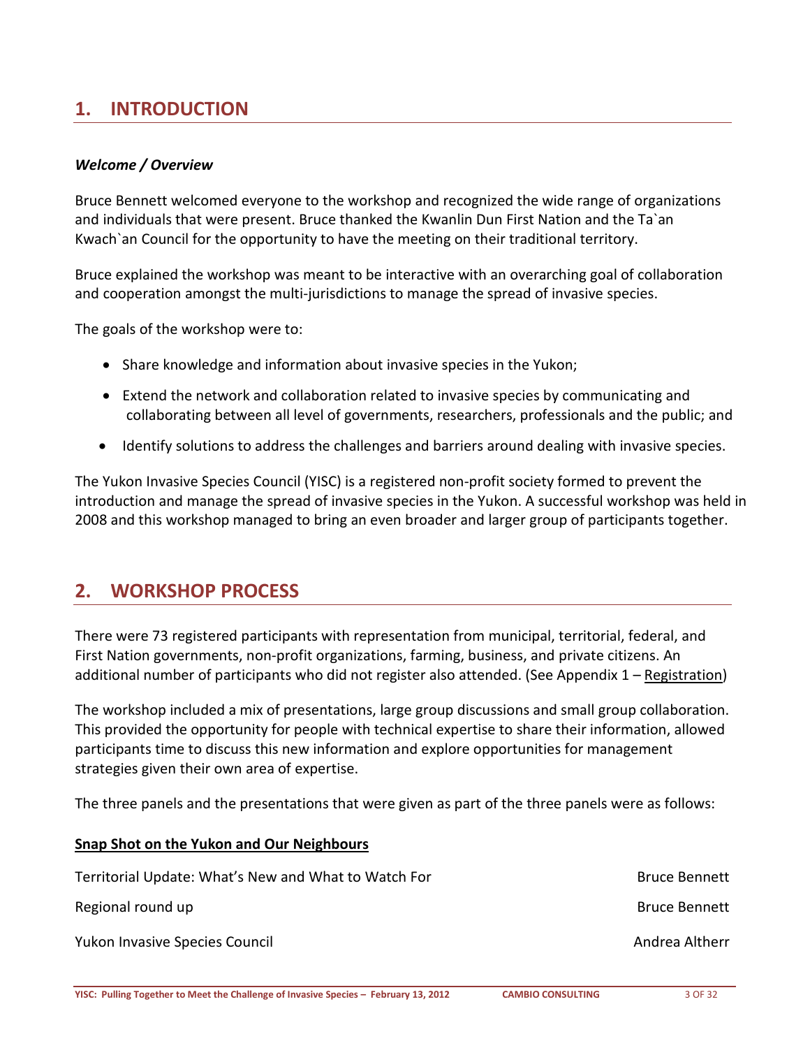# 1. INTRODUCTION

***Welcome / Overview***

Bruce Bennett welcomed everyone to the workshop and recognized the wide range of organizations and individuals that were present. Bruce thanked the Kwanlin Dun First Nation and the Ta`an Kwach`an Council for the opportunity to have the meeting on their traditional territory.

Bruce explained the workshop was meant to be interactive with an overarching goal of collaboration and cooperation amongst the multi-jurisdictions to manage the spread of invasive species.

The goals of the workshop were to:

- Share knowledge and information about invasive species in the Yukon;
- Extend the network and collaboration related to invasive species by communicating and collaborating between all level of governments, researchers, professionals and the public; and
- Identify solutions to address the challenges and barriers around dealing with invasive species.

The Yukon Invasive Species Council (YISC) is a registered non-profit society formed to prevent the introduction and manage the spread of invasive species in the Yukon. A successful workshop was held in 2008 and this workshop managed to bring an even broader and larger group of participants together.

# 2. WORKSHOP PROCESS

There were 73 registered participants with representation from municipal, territorial, federal, and First Nation governments, non-profit organizations, farming, business, and private citizens. An additional number of participants who did not register also attended. (See Appendix 1 – Registration)

The workshop included a mix of presentations, large group discussions and small group collaboration. This provided the opportunity for people with technical expertise to share their information, allowed participants time to discuss this new information and explore opportunities for management strategies given their own area of expertise.

The three panels and the presentations that were given as part of the three panels were as follows:

**Snap Shot on the Yukon and Our Neighbours**

| | |
|---|---|
| Territorial Update: What's New and What to Watch For | Bruce Bennett |
| Regional round up | Bruce Bennett |
| Yukon Invasive Species Council | Andrea Altherr |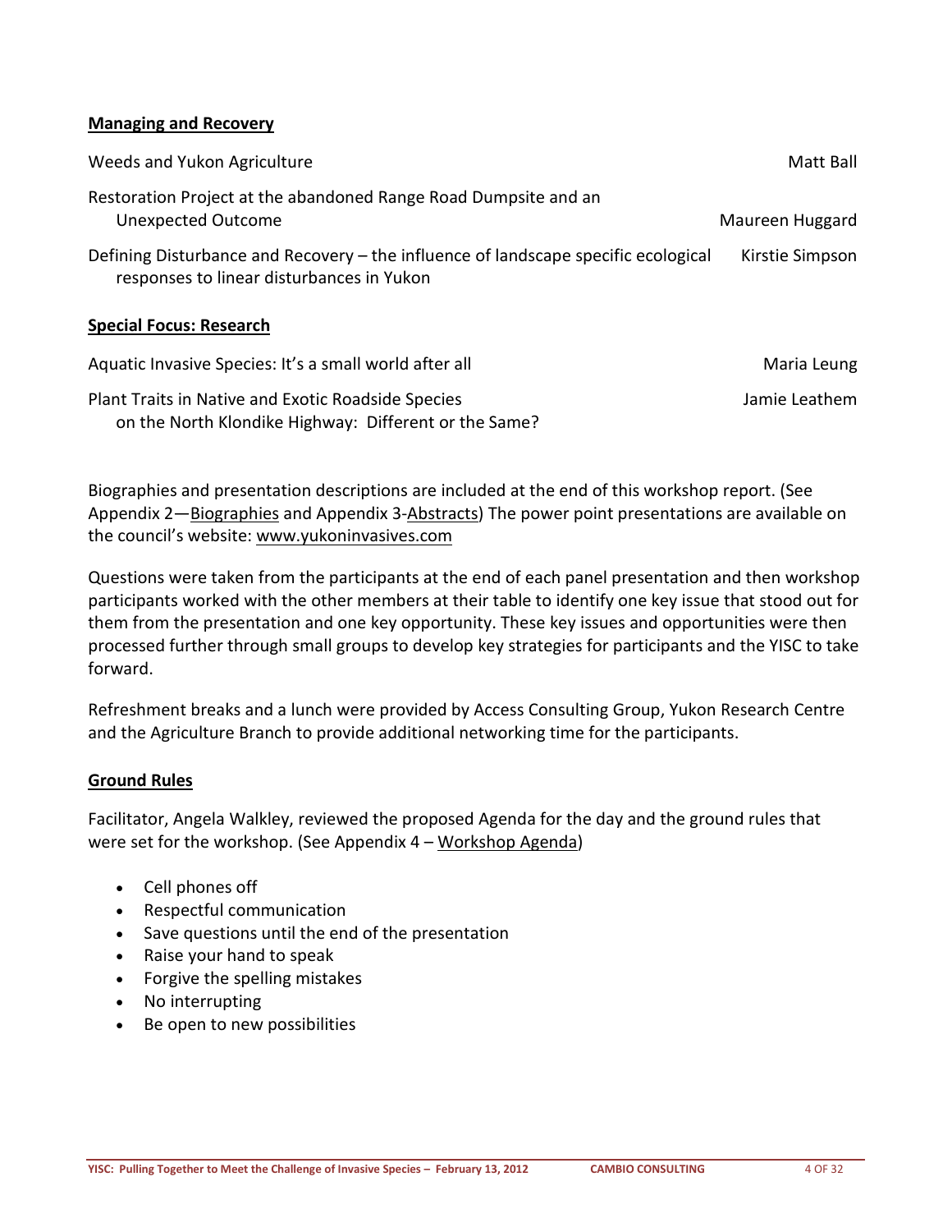**Managing and Recovery**

| | |
|---|---|
| Weeds and Yukon Agriculture | Matt Ball |
| Restoration Project at the abandoned Range Road Dumpsite and an Unexpected Outcome | Maureen Huggard |
| Defining Disturbance and Recovery – the influence of landscape specific ecological responses to linear disturbances in Yukon | Kirstie Simpson |

**Special Focus: Research**

| | |
|---|---|
| Aquatic Invasive Species: It's a small world after all | Maria Leung |
| Plant Traits in Native and Exotic Roadside Species on the North Klondike Highway: Different or the Same? | Jamie Leathem |

Biographies and presentation descriptions are included at the end of this workshop report. (See Appendix 2—Biographies and Appendix 3-Abstracts) The power point presentations are available on the council's website: www.yukoninvasives.com

Questions were taken from the participants at the end of each panel presentation and then workshop participants worked with the other members at their table to identify one key issue that stood out for them from the presentation and one key opportunity. These key issues and opportunities were then processed further through small groups to develop key strategies for participants and the YISC to take forward.

Refreshment breaks and a lunch were provided by Access Consulting Group, Yukon Research Centre and the Agriculture Branch to provide additional networking time for the participants.

**Ground Rules**

Facilitator, Angela Walkley, reviewed the proposed Agenda for the day and the ground rules that were set for the workshop. (See Appendix 4 – Workshop Agenda)

- Cell phones off
- Respectful communication
- Save questions until the end of the presentation
- Raise your hand to speak
- Forgive the spelling mistakes
- No interrupting
- Be open to new possibilities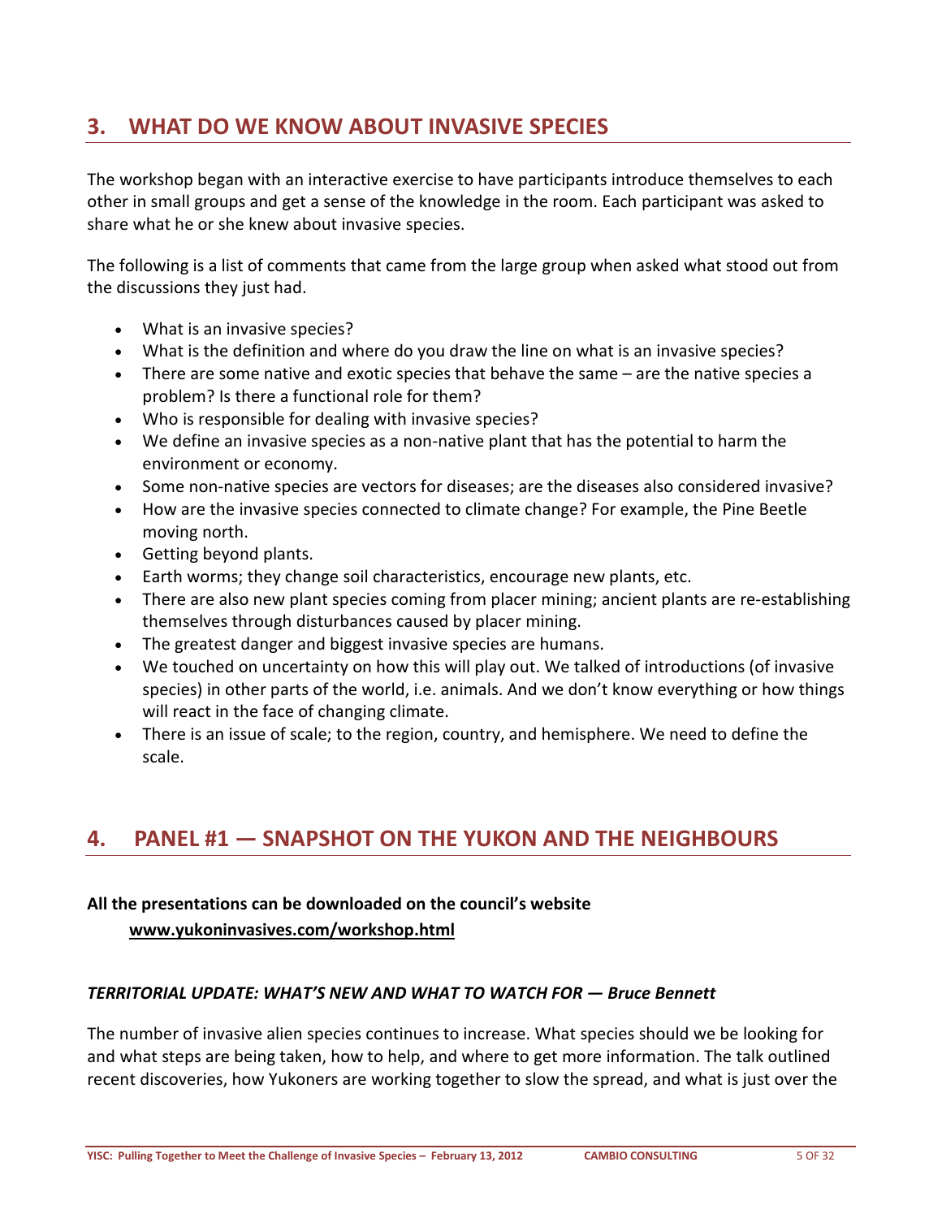## 3. WHAT DO WE KNOW ABOUT INVASIVE SPECIES

The workshop began with an interactive exercise to have participants introduce themselves to each other in small groups and get a sense of the knowledge in the room. Each participant was asked to share what he or she knew about invasive species.

The following is a list of comments that came from the large group when asked what stood out from the discussions they just had.

- What is an invasive species?
- What is the definition and where do you draw the line on what is an invasive species?
- There are some native and exotic species that behave the same – are the native species a problem? Is there a functional role for them?
- Who is responsible for dealing with invasive species?
- We define an invasive species as a non-native plant that has the potential to harm the environment or economy.
- Some non-native species are vectors for diseases; are the diseases also considered invasive?
- How are the invasive species connected to climate change? For example, the Pine Beetle moving north.
- Getting beyond plants.
- Earth worms; they change soil characteristics, encourage new plants, etc.
- There are also new plant species coming from placer mining; ancient plants are re-establishing themselves through disturbances caused by placer mining.
- The greatest danger and biggest invasive species are humans.
- We touched on uncertainty on how this will play out. We talked of introductions (of invasive species) in other parts of the world, i.e. animals. And we don't know everything or how things will react in the face of changing climate.
- There is an issue of scale; to the region, country, and hemisphere. We need to define the scale.

## 4. PANEL #1 — SNAPSHOT ON THE YUKON AND THE NEIGHBOURS

**All the presentations can be downloaded on the council's website**
**www.yukoninvasives.com/workshop.html**

### *TERRITORIAL UPDATE: WHAT'S NEW AND WHAT TO WATCH FOR — Bruce Bennett*

The number of invasive alien species continues to increase. What species should we be looking for and what steps are being taken, how to help, and where to get more information. The talk outlined recent discoveries, how Yukoners are working together to slow the spread, and what is just over the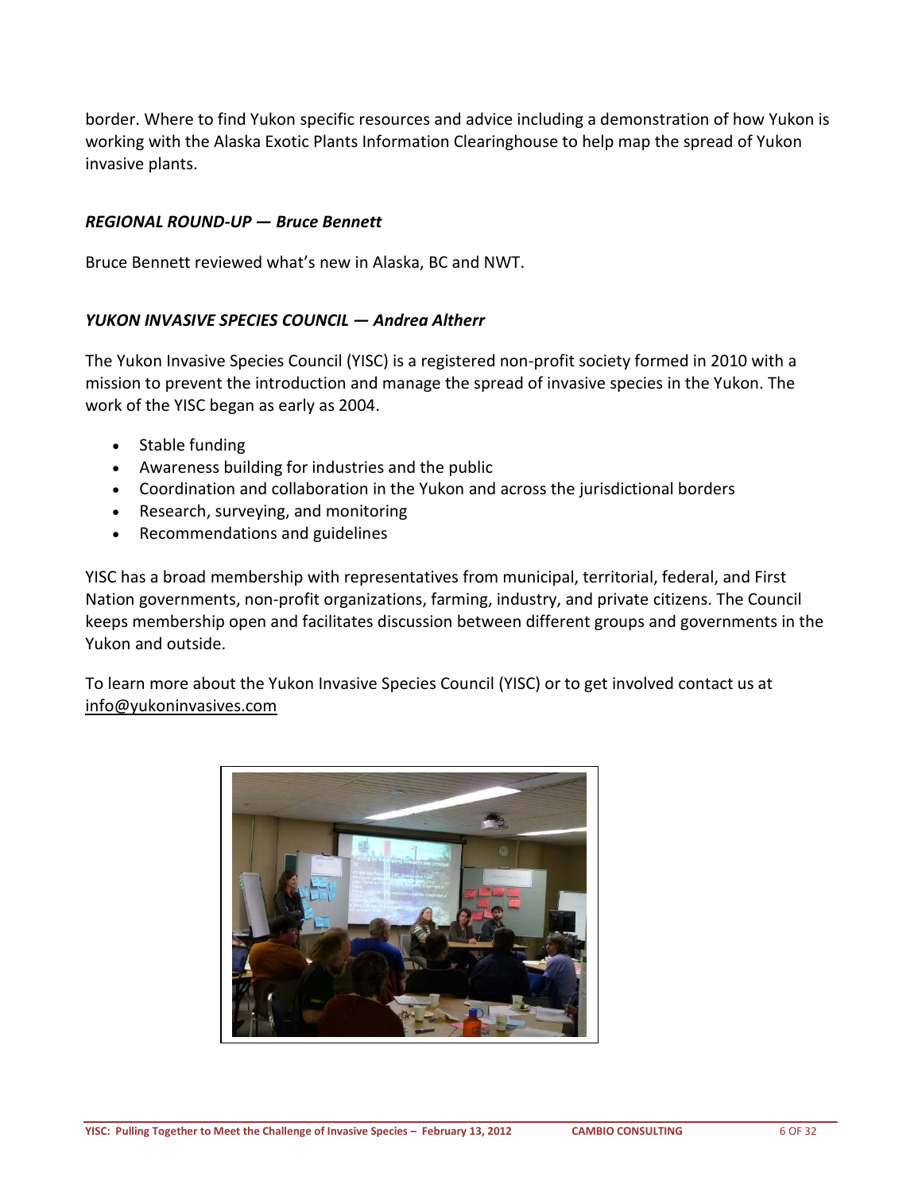border. Where to find Yukon specific resources and advice including a demonstration of how Yukon is working with the Alaska Exotic Plants Information Clearinghouse to help map the spread of Yukon invasive plants.

***REGIONAL ROUND-UP — Bruce Bennett***

Bruce Bennett reviewed what's new in Alaska, BC and NWT.

***YUKON INVASIVE SPECIES COUNCIL — Andrea Altherr***

The Yukon Invasive Species Council (YISC) is a registered non-profit society formed in 2010 with a mission to prevent the introduction and manage the spread of invasive species in the Yukon. The work of the YISC began as early as 2004.

- Stable funding
- Awareness building for industries and the public
- Coordination and collaboration in the Yukon and across the jurisdictional borders
- Research, surveying, and monitoring
- Recommendations and guidelines

YISC has a broad membership with representatives from municipal, territorial, federal, and First Nation governments, non-profit organizations, farming, industry, and private citizens. The Council keeps membership open and facilitates discussion between different groups and governments in the Yukon and outside.

To learn more about the Yukon Invasive Species Council (YISC) or to get involved contact us at info@yukoninvasives.com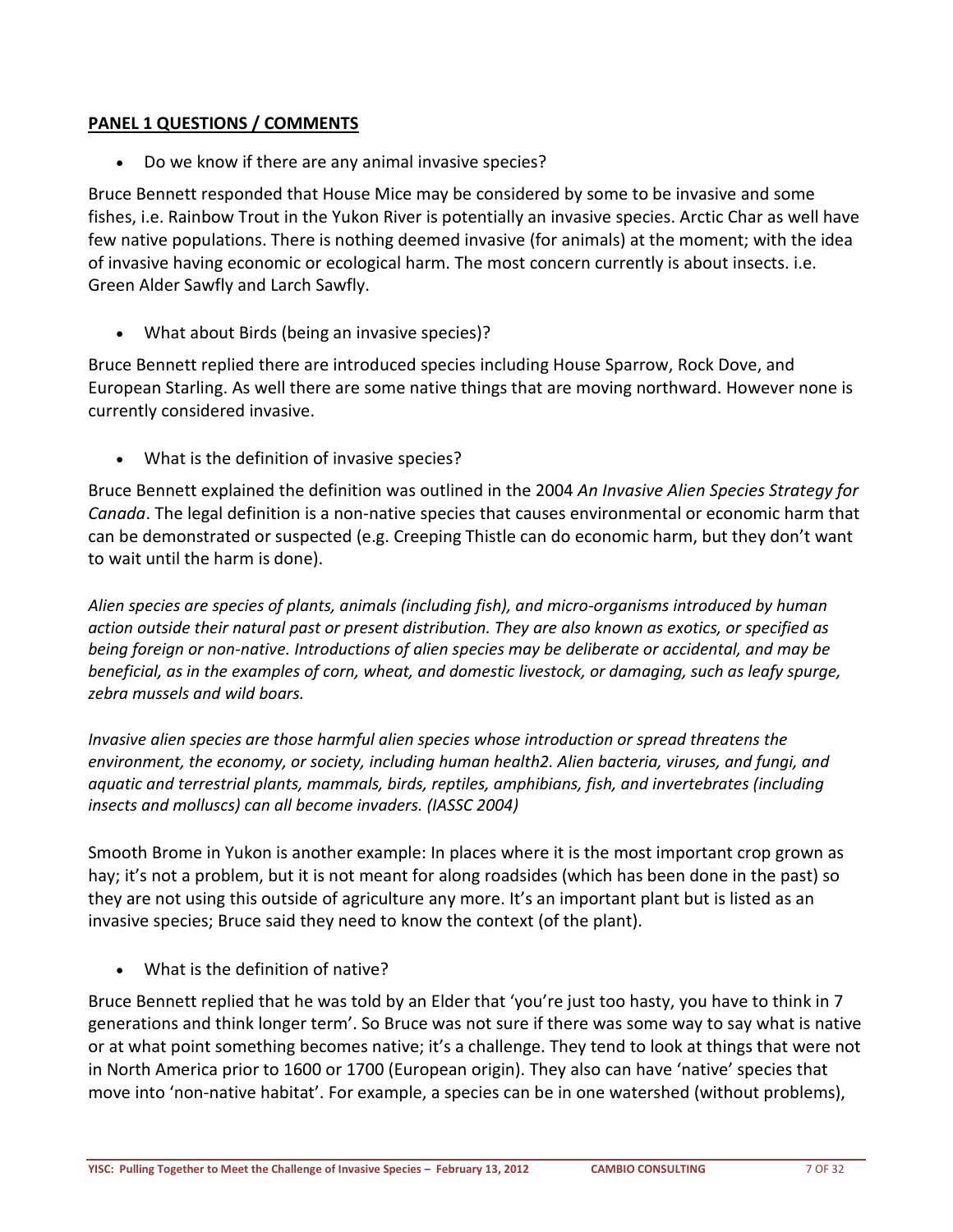**PANEL 1 QUESTIONS / COMMENTS**

- Do we know if there are any animal invasive species?

Bruce Bennett responded that House Mice may be considered by some to be invasive and some fishes, i.e. Rainbow Trout in the Yukon River is potentially an invasive species. Arctic Char as well have few native populations. There is nothing deemed invasive (for animals) at the moment; with the idea of invasive having economic or ecological harm. The most concern currently is about insects. i.e. Green Alder Sawfly and Larch Sawfly.

- What about Birds (being an invasive species)?

Bruce Bennett replied there are introduced species including House Sparrow, Rock Dove, and European Starling. As well there are some native things that are moving northward. However none is currently considered invasive.

- What is the definition of invasive species?

Bruce Bennett explained the definition was outlined in the 2004 *An Invasive Alien Species Strategy for Canada*. The legal definition is a non-native species that causes environmental or economic harm that can be demonstrated or suspected (e.g. Creeping Thistle can do economic harm, but they don't want to wait until the harm is done).

*Alien species are species of plants, animals (including fish), and micro-organisms introduced by human action outside their natural past or present distribution. They are also known as exotics, or specified as being foreign or non-native. Introductions of alien species may be deliberate or accidental, and may be beneficial, as in the examples of corn, wheat, and domestic livestock, or damaging, such as leafy spurge, zebra mussels and wild boars.*

*Invasive alien species are those harmful alien species whose introduction or spread threatens the environment, the economy, or society, including human health2. Alien bacteria, viruses, and fungi, and aquatic and terrestrial plants, mammals, birds, reptiles, amphibians, fish, and invertebrates (including insects and molluscs) can all become invaders. (IASSC 2004)*

Smooth Brome in Yukon is another example: In places where it is the most important crop grown as hay; it's not a problem, but it is not meant for along roadsides (which has been done in the past) so they are not using this outside of agriculture any more. It's an important plant but is listed as an invasive species; Bruce said they need to know the context (of the plant).

- What is the definition of native?

Bruce Bennett replied that he was told by an Elder that 'you're just too hasty, you have to think in 7 generations and think longer term'. So Bruce was not sure if there was some way to say what is native or at what point something becomes native; it's a challenge. They tend to look at things that were not in North America prior to 1600 or 1700 (European origin). They also can have 'native' species that move into 'non-native habitat'. For example, a species can be in one watershed (without problems),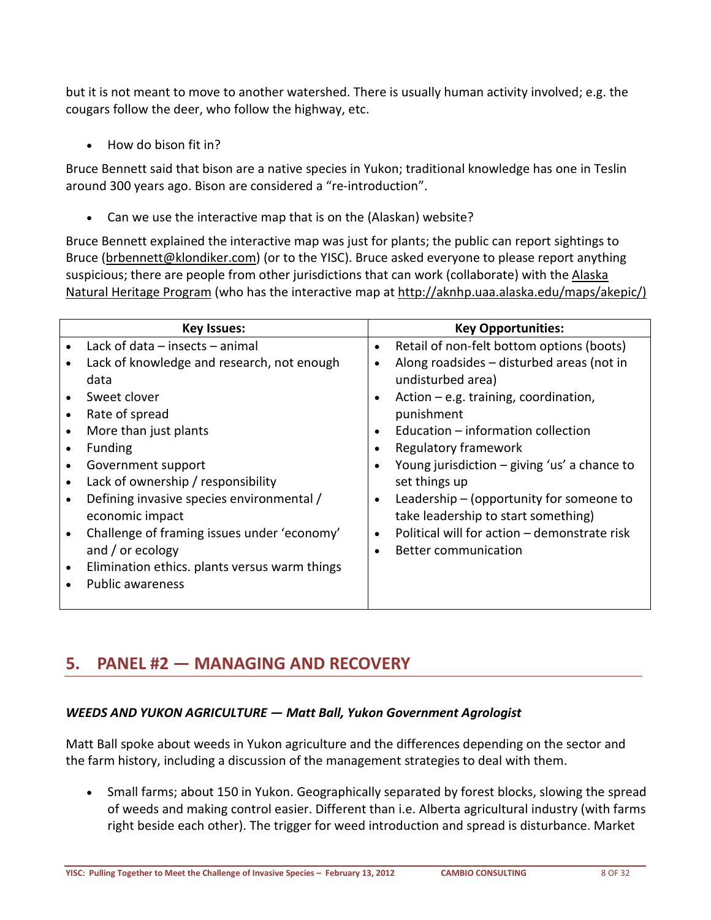but it is not meant to move to another watershed. There is usually human activity involved; e.g. the cougars follow the deer, who follow the highway, etc.

- How do bison fit in?

Bruce Bennett said that bison are a native species in Yukon; traditional knowledge has one in Teslin around 300 years ago. Bison are considered a "re-introduction".

- Can we use the interactive map that is on the (Alaskan) website?

Bruce Bennett explained the interactive map was just for plants; the public can report sightings to Bruce (brbennett@klondiker.com) (or to the YISC). Bruce asked everyone to please report anything suspicious; there are people from other jurisdictions that can work (collaborate) with the Alaska Natural Heritage Program (who has the interactive map at http://aknhp.uaa.alaska.edu/maps/akepic/)

| Key Issues: | Key Opportunities: |
|---|---|
| • Lack of data – insects – animal<br>• Lack of knowledge and research, not enough data<br>• Sweet clover<br>• Rate of spread<br>• More than just plants<br>• Funding<br>• Government support<br>• Lack of ownership / responsibility<br>• Defining invasive species environmental / economic impact<br>• Challenge of framing issues under 'economy' and / or ecology<br>• Elimination ethics. plants versus warm things<br>• Public awareness | • Retail of non-felt bottom options (boots)<br>• Along roadsides – disturbed areas (not in undisturbed area)<br>• Action – e.g. training, coordination, punishment<br>• Education – information collection<br>• Regulatory framework<br>• Young jurisdiction – giving 'us' a chance to set things up<br>• Leadership – (opportunity for someone to take leadership to start something)<br>• Political will for action – demonstrate risk<br>• Better communication |

## 5. PANEL #2 — MANAGING AND RECOVERY

### *WEEDS AND YUKON AGRICULTURE — Matt Ball, Yukon Government Agrologist*

Matt Ball spoke about weeds in Yukon agriculture and the differences depending on the sector and the farm history, including a discussion of the management strategies to deal with them.

- Small farms; about 150 in Yukon. Geographically separated by forest blocks, slowing the spread of weeds and making control easier. Different than i.e. Alberta agricultural industry (with farms right beside each other). The trigger for weed introduction and spread is disturbance. Market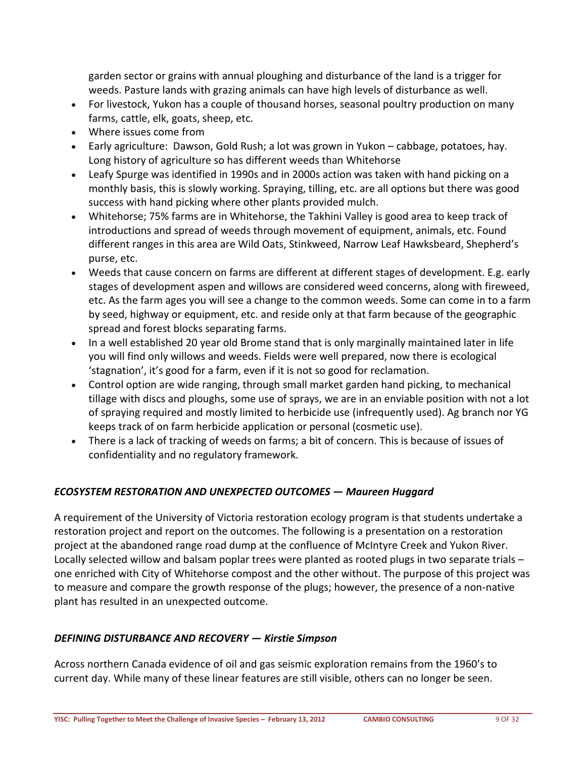garden sector or grains with annual ploughing and disturbance of the land is a trigger for weeds. Pasture lands with grazing animals can have high levels of disturbance as well.

- For livestock, Yukon has a couple of thousand horses, seasonal poultry production on many farms, cattle, elk, goats, sheep, etc.
- Where issues come from
- Early agriculture: Dawson, Gold Rush; a lot was grown in Yukon – cabbage, potatoes, hay. Long history of agriculture so has different weeds than Whitehorse
- Leafy Spurge was identified in 1990s and in 2000s action was taken with hand picking on a monthly basis, this is slowly working. Spraying, tilling, etc. are all options but there was good success with hand picking where other plants provided mulch.
- Whitehorse; 75% farms are in Whitehorse, the Takhini Valley is good area to keep track of introductions and spread of weeds through movement of equipment, animals, etc. Found different ranges in this area are Wild Oats, Stinkweed, Narrow Leaf Hawksbeard, Shepherd's purse, etc.
- Weeds that cause concern on farms are different at different stages of development. E.g. early stages of development aspen and willows are considered weed concerns, along with fireweed, etc. As the farm ages you will see a change to the common weeds. Some can come in to a farm by seed, highway or equipment, etc. and reside only at that farm because of the geographic spread and forest blocks separating farms.
- In a well established 20 year old Brome stand that is only marginally maintained later in life you will find only willows and weeds. Fields were well prepared, now there is ecological 'stagnation', it's good for a farm, even if it is not so good for reclamation.
- Control option are wide ranging, through small market garden hand picking, to mechanical tillage with discs and ploughs, some use of sprays, we are in an enviable position with not a lot of spraying required and mostly limited to herbicide use (infrequently used). Ag branch nor YG keeps track of on farm herbicide application or personal (cosmetic use).
- There is a lack of tracking of weeds on farms; a bit of concern. This is because of issues of confidentiality and no regulatory framework.

### *ECOSYSTEM RESTORATION AND UNEXPECTED OUTCOMES — Maureen Huggard*

A requirement of the University of Victoria restoration ecology program is that students undertake a restoration project and report on the outcomes. The following is a presentation on a restoration project at the abandoned range road dump at the confluence of McIntyre Creek and Yukon River. Locally selected willow and balsam poplar trees were planted as rooted plugs in two separate trials – one enriched with City of Whitehorse compost and the other without. The purpose of this project was to measure and compare the growth response of the plugs; however, the presence of a non-native plant has resulted in an unexpected outcome.

### *DEFINING DISTURBANCE AND RECOVERY — Kirstie Simpson*

Across northern Canada evidence of oil and gas seismic exploration remains from the 1960's to current day. While many of these linear features are still visible, others can no longer be seen.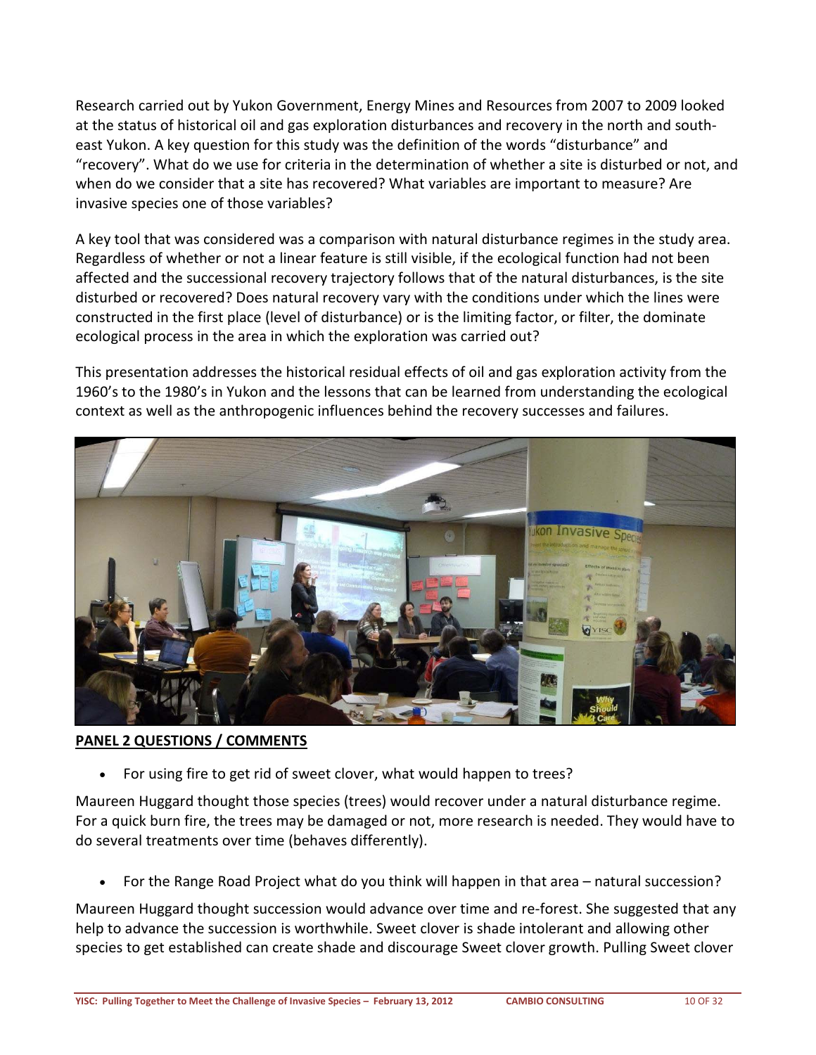Research carried out by Yukon Government, Energy Mines and Resources from 2007 to 2009 looked at the status of historical oil and gas exploration disturbances and recovery in the north and south-east Yukon. A key question for this study was the definition of the words "disturbance" and "recovery". What do we use for criteria in the determination of whether a site is disturbed or not, and when do we consider that a site has recovered? What variables are important to measure? Are invasive species one of those variables?

A key tool that was considered was a comparison with natural disturbance regimes in the study area. Regardless of whether or not a linear feature is still visible, if the ecological function had not been affected and the successional recovery trajectory follows that of the natural disturbances, is the site disturbed or recovered? Does natural recovery vary with the conditions under which the lines were constructed in the first place (level of disturbance) or is the limiting factor, or filter, the dominate ecological process in the area in which the exploration was carried out?

This presentation addresses the historical residual effects of oil and gas exploration activity from the 1960's to the 1980's in Yukon and the lessons that can be learned from understanding the ecological context as well as the anthropogenic influences behind the recovery successes and failures.

**PANEL 2 QUESTIONS / COMMENTS**

- For using fire to get rid of sweet clover, what would happen to trees?

Maureen Huggard thought those species (trees) would recover under a natural disturbance regime. For a quick burn fire, the trees may be damaged or not, more research is needed. They would have to do several treatments over time (behaves differently).

- For the Range Road Project what do you think will happen in that area – natural succession?

Maureen Huggard thought succession would advance over time and re-forest. She suggested that any help to advance the succession is worthwhile. Sweet clover is shade intolerant and allowing other species to get established can create shade and discourage Sweet clover growth. Pulling Sweet clover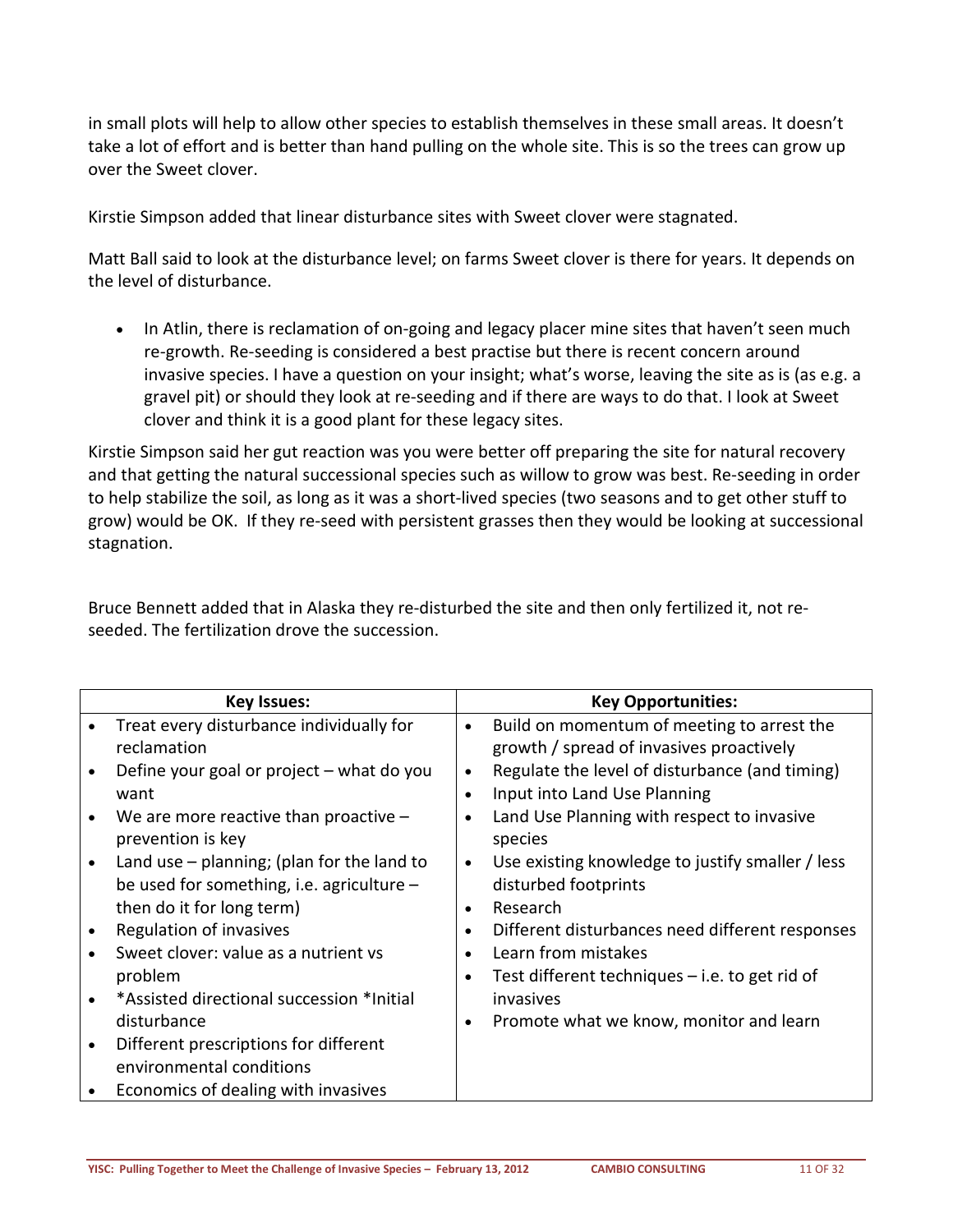in small plots will help to allow other species to establish themselves in these small areas. It doesn't take a lot of effort and is better than hand pulling on the whole site. This is so the trees can grow up over the Sweet clover.

Kirstie Simpson added that linear disturbance sites with Sweet clover were stagnated.

Matt Ball said to look at the disturbance level; on farms Sweet clover is there for years. It depends on the level of disturbance.

- In Atlin, there is reclamation of on-going and legacy placer mine sites that haven't seen much re-growth. Re-seeding is considered a best practise but there is recent concern around invasive species. I have a question on your insight; what's worse, leaving the site as is (as e.g. a gravel pit) or should they look at re-seeding and if there are ways to do that. I look at Sweet clover and think it is a good plant for these legacy sites.

Kirstie Simpson said her gut reaction was you were better off preparing the site for natural recovery and that getting the natural successional species such as willow to grow was best. Re-seeding in order to help stabilize the soil, as long as it was a short-lived species (two seasons and to get other stuff to grow) would be OK. If they re-seed with persistent grasses then they would be looking at successional stagnation.

Bruce Bennett added that in Alaska they re-disturbed the site and then only fertilized it, not re-seeded. The fertilization drove the succession.

| Key Issues: | Key Opportunities: |
|---|---|
| • Treat every disturbance individually for reclamation<br>• Define your goal or project – what do you want<br>• We are more reactive than proactive – prevention is key<br>• Land use – planning; (plan for the land to be used for something, i.e. agriculture – then do it for long term)<br>• Regulation of invasives<br>• Sweet clover: value as a nutrient vs problem<br>• *Assisted directional succession *Initial disturbance<br>• Different prescriptions for different environmental conditions<br>• Economics of dealing with invasives | • Build on momentum of meeting to arrest the growth / spread of invasives proactively<br>• Regulate the level of disturbance (and timing)<br>• Input into Land Use Planning<br>• Land Use Planning with respect to invasive species<br>• Use existing knowledge to justify smaller / less disturbed footprints<br>• Research<br>• Different disturbances need different responses<br>• Learn from mistakes<br>• Test different techniques – i.e. to get rid of invasives<br>• Promote what we know, monitor and learn |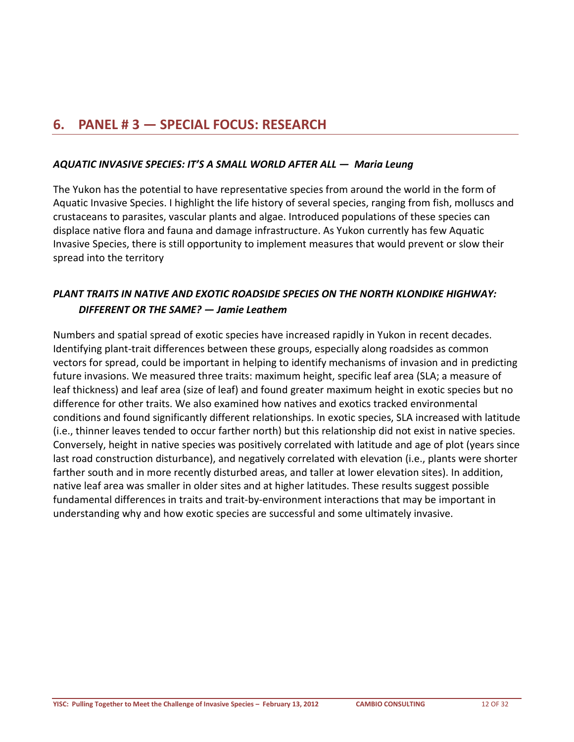## 6. PANEL # 3 — SPECIAL FOCUS: RESEARCH

### *AQUATIC INVASIVE SPECIES: IT'S A SMALL WORLD AFTER ALL — Maria Leung*

The Yukon has the potential to have representative species from around the world in the form of Aquatic Invasive Species. I highlight the life history of several species, ranging from fish, molluscs and crustaceans to parasites, vascular plants and algae. Introduced populations of these species can displace native flora and fauna and damage infrastructure. As Yukon currently has few Aquatic Invasive Species, there is still opportunity to implement measures that would prevent or slow their spread into the territory

### *PLANT TRAITS IN NATIVE AND EXOTIC ROADSIDE SPECIES ON THE NORTH KLONDIKE HIGHWAY: DIFFERENT OR THE SAME? — Jamie Leathem*

Numbers and spatial spread of exotic species have increased rapidly in Yukon in recent decades. Identifying plant-trait differences between these groups, especially along roadsides as common vectors for spread, could be important in helping to identify mechanisms of invasion and in predicting future invasions. We measured three traits: maximum height, specific leaf area (SLA; a measure of leaf thickness) and leaf area (size of leaf) and found greater maximum height in exotic species but no difference for other traits. We also examined how natives and exotics tracked environmental conditions and found significantly different relationships. In exotic species, SLA increased with latitude (i.e., thinner leaves tended to occur farther north) but this relationship did not exist in native species. Conversely, height in native species was positively correlated with latitude and age of plot (years since last road construction disturbance), and negatively correlated with elevation (i.e., plants were shorter farther south and in more recently disturbed areas, and taller at lower elevation sites). In addition, native leaf area was smaller in older sites and at higher latitudes. These results suggest possible fundamental differences in traits and trait-by-environment interactions that may be important in understanding why and how exotic species are successful and some ultimately invasive.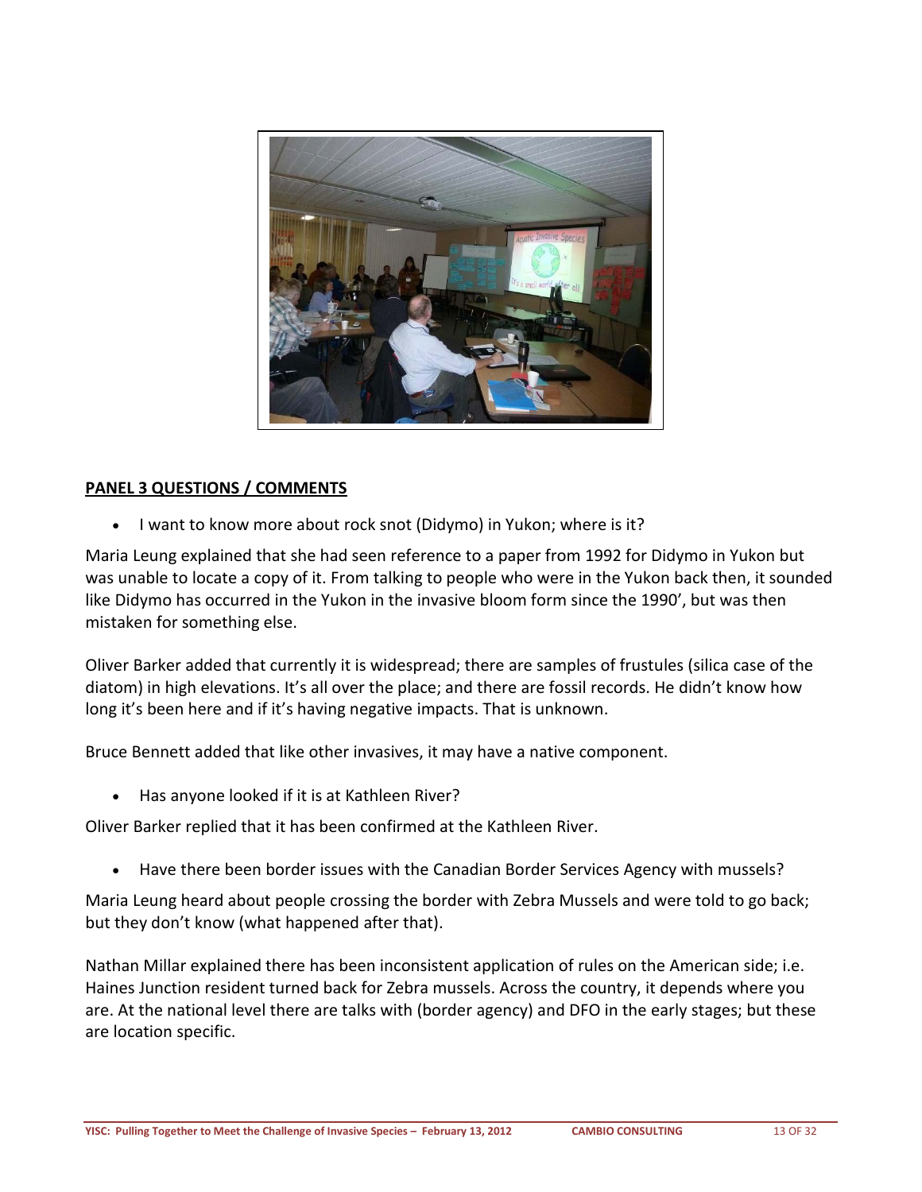**PANEL 3 QUESTIONS / COMMENTS**

- I want to know more about rock snot (Didymo) in Yukon; where is it?

Maria Leung explained that she had seen reference to a paper from 1992 for Didymo in Yukon but was unable to locate a copy of it. From talking to people who were in the Yukon back then, it sounded like Didymo has occurred in the Yukon in the invasive bloom form since the 1990', but was then mistaken for something else.

Oliver Barker added that currently it is widespread; there are samples of frustules (silica case of the diatom) in high elevations. It's all over the place; and there are fossil records. He didn't know how long it's been here and if it's having negative impacts. That is unknown.

Bruce Bennett added that like other invasives, it may have a native component.

- Has anyone looked if it is at Kathleen River?

Oliver Barker replied that it has been confirmed at the Kathleen River.

- Have there been border issues with the Canadian Border Services Agency with mussels?

Maria Leung heard about people crossing the border with Zebra Mussels and were told to go back; but they don't know (what happened after that).

Nathan Millar explained there has been inconsistent application of rules on the American side; i.e. Haines Junction resident turned back for Zebra mussels. Across the country, it depends where you are. At the national level there are talks with (border agency) and DFO in the early stages; but these are location specific.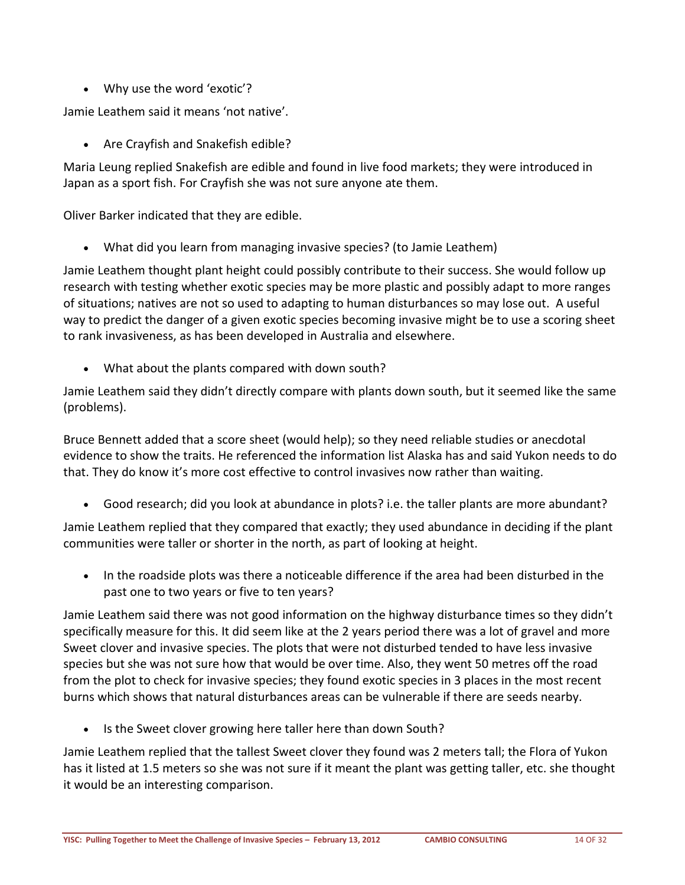- Why use the word 'exotic'?

Jamie Leathem said it means 'not native'.

- Are Crayfish and Snakefish edible?

Maria Leung replied Snakefish are edible and found in live food markets; they were introduced in Japan as a sport fish. For Crayfish she was not sure anyone ate them.

Oliver Barker indicated that they are edible.

- What did you learn from managing invasive species? (to Jamie Leathem)

Jamie Leathem thought plant height could possibly contribute to their success. She would follow up research with testing whether exotic species may be more plastic and possibly adapt to more ranges of situations; natives are not so used to adapting to human disturbances so may lose out. A useful way to predict the danger of a given exotic species becoming invasive might be to use a scoring sheet to rank invasiveness, as has been developed in Australia and elsewhere.

- What about the plants compared with down south?

Jamie Leathem said they didn't directly compare with plants down south, but it seemed like the same (problems).

Bruce Bennett added that a score sheet (would help); so they need reliable studies or anecdotal evidence to show the traits. He referenced the information list Alaska has and said Yukon needs to do that. They do know it's more cost effective to control invasives now rather than waiting.

- Good research; did you look at abundance in plots? i.e. the taller plants are more abundant?

Jamie Leathem replied that they compared that exactly; they used abundance in deciding if the plant communities were taller or shorter in the north, as part of looking at height.

- In the roadside plots was there a noticeable difference if the area had been disturbed in the past one to two years or five to ten years?

Jamie Leathem said there was not good information on the highway disturbance times so they didn't specifically measure for this. It did seem like at the 2 years period there was a lot of gravel and more Sweet clover and invasive species. The plots that were not disturbed tended to have less invasive species but she was not sure how that would be over time. Also, they went 50 metres off the road from the plot to check for invasive species; they found exotic species in 3 places in the most recent burns which shows that natural disturbances areas can be vulnerable if there are seeds nearby.

- Is the Sweet clover growing here taller here than down South?

Jamie Leathem replied that the tallest Sweet clover they found was 2 meters tall; the Flora of Yukon has it listed at 1.5 meters so she was not sure if it meant the plant was getting taller, etc. she thought it would be an interesting comparison.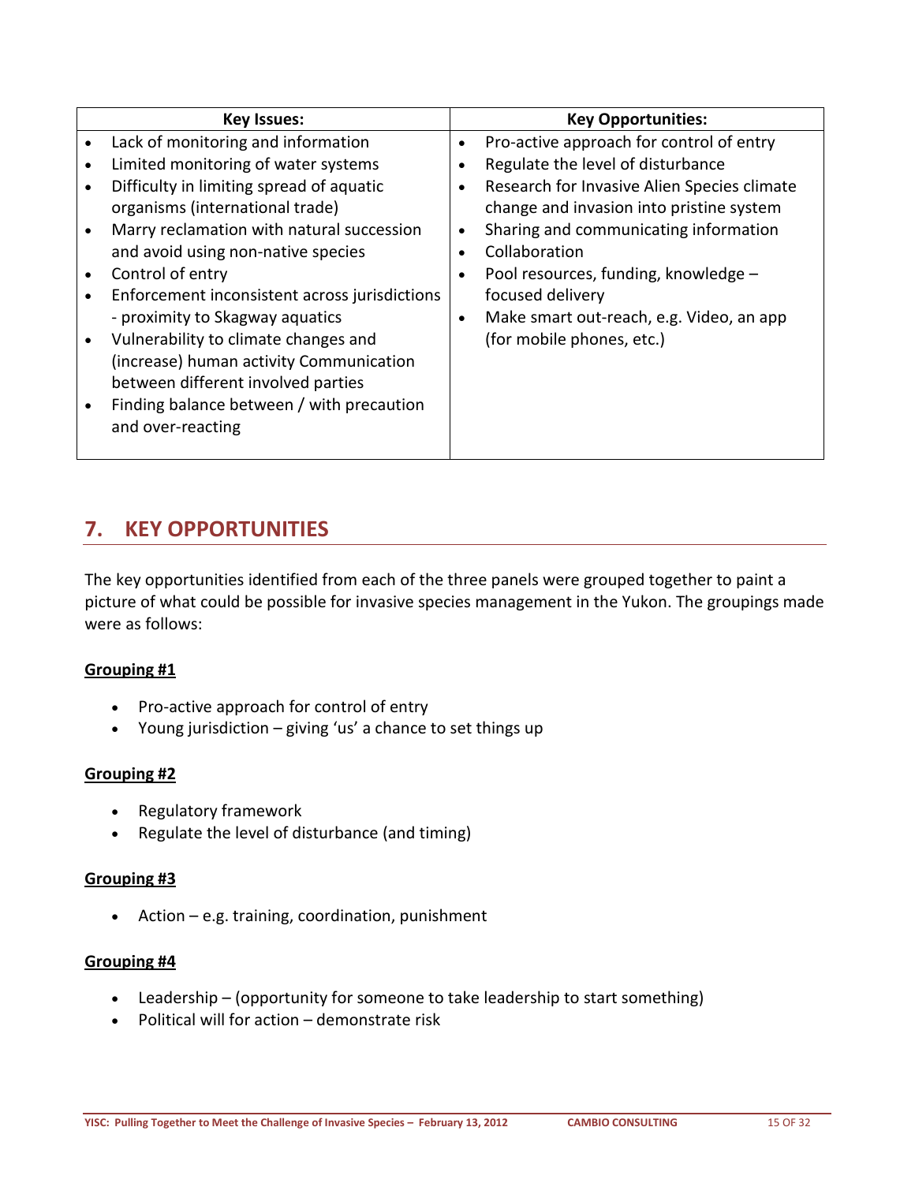| Key Issues: | Key Opportunities: |
|---|---|
| • Lack of monitoring and information<br>• Limited monitoring of water systems<br>• Difficulty in limiting spread of aquatic organisms (international trade)<br>• Marry reclamation with natural succession and avoid using non-native species<br>• Control of entry<br>• Enforcement inconsistent across jurisdictions - proximity to Skagway aquatics<br>• Vulnerability to climate changes and (increase) human activity Communication between different involved parties<br>• Finding balance between / with precaution and over-reacting | • Pro-active approach for control of entry<br>• Regulate the level of disturbance<br>• Research for Invasive Alien Species climate change and invasion into pristine system<br>• Sharing and communicating information<br>• Collaboration<br>• Pool resources, funding, knowledge – focused delivery<br>• Make smart out-reach, e.g. Video, an app (for mobile phones, etc.) |

## 7. KEY OPPORTUNITIES

The key opportunities identified from each of the three panels were grouped together to paint a picture of what could be possible for invasive species management in the Yukon. The groupings made were as follows:

**Grouping #1**

- Pro-active approach for control of entry
- Young jurisdiction – giving 'us' a chance to set things up

**Grouping #2**

- Regulatory framework
- Regulate the level of disturbance (and timing)

**Grouping #3**

- Action – e.g. training, coordination, punishment

**Grouping #4**

- Leadership – (opportunity for someone to take leadership to start something)
- Political will for action – demonstrate risk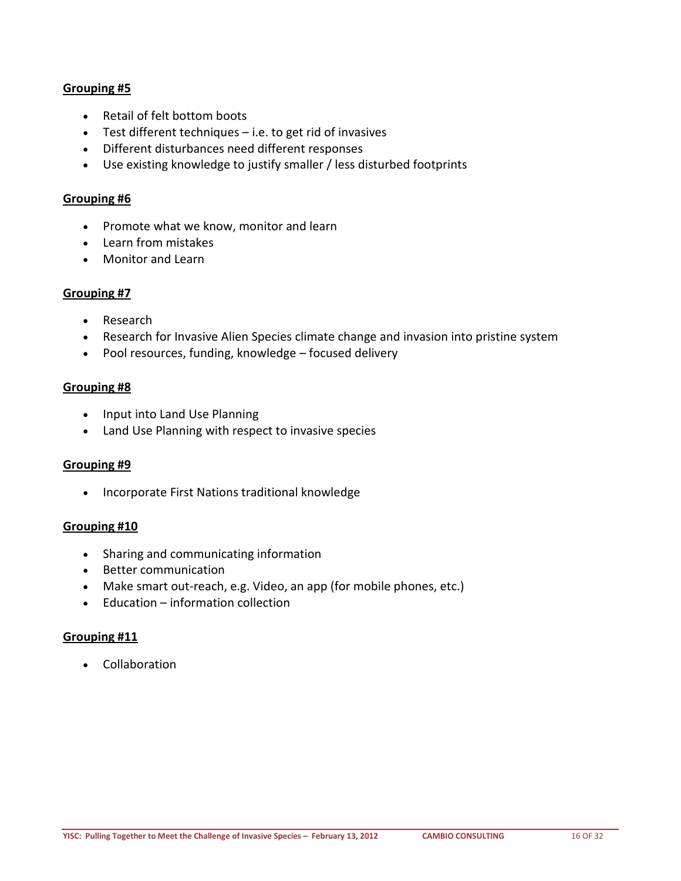**Grouping #5**

- Retail of felt bottom boots
- Test different techniques – i.e. to get rid of invasives
- Different disturbances need different responses
- Use existing knowledge to justify smaller / less disturbed footprints

**Grouping #6**

- Promote what we know, monitor and learn
- Learn from mistakes
- Monitor and Learn

**Grouping #7**

- Research
- Research for Invasive Alien Species climate change and invasion into pristine system
- Pool resources, funding, knowledge – focused delivery

**Grouping #8**

- Input into Land Use Planning
- Land Use Planning with respect to invasive species

**Grouping #9**

- Incorporate First Nations traditional knowledge

**Grouping #10**

- Sharing and communicating information
- Better communication
- Make smart out-reach, e.g. Video, an app (for mobile phones, etc.)
- Education – information collection

**Grouping #11**

- Collaboration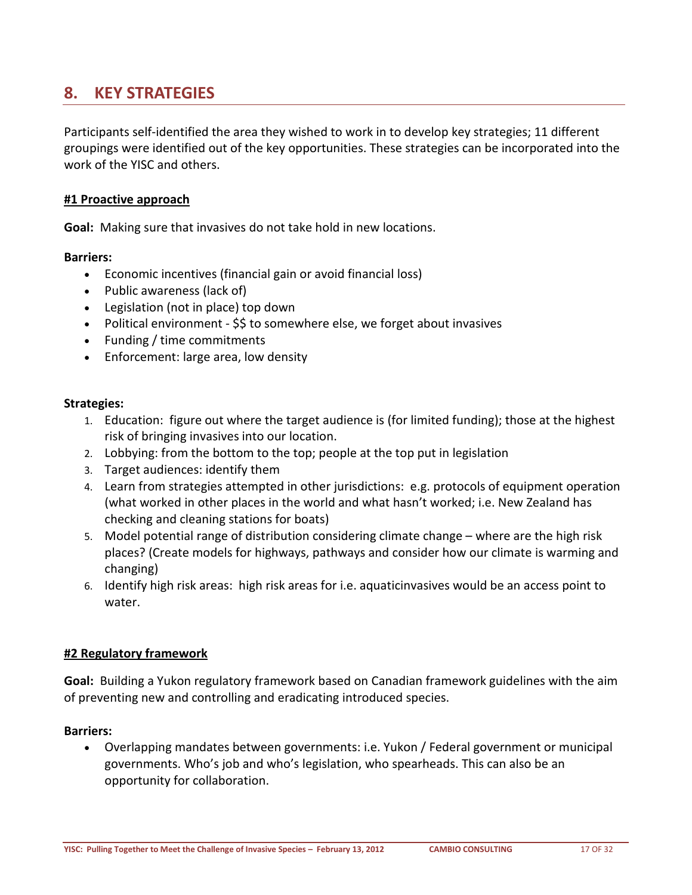# 8. KEY STRATEGIES

Participants self-identified the area they wished to work in to develop key strategies; 11 different groupings were identified out of the key opportunities. These strategies can be incorporated into the work of the YISC and others.

**#1 Proactive approach**

**Goal:** Making sure that invasives do not take hold in new locations.

**Barriers:**

- Economic incentives (financial gain or avoid financial loss)
- Public awareness (lack of)
- Legislation (not in place) top down
- Political environment - $$ to somewhere else, we forget about invasives
- Funding / time commitments
- Enforcement: large area, low density

**Strategies:**

1. Education: figure out where the target audience is (for limited funding); those at the highest risk of bringing invasives into our location.
2. Lobbying: from the bottom to the top; people at the top put in legislation
3. Target audiences: identify them
4. Learn from strategies attempted in other jurisdictions: e.g. protocols of equipment operation (what worked in other places in the world and what hasn't worked; i.e. New Zealand has checking and cleaning stations for boats)
5. Model potential range of distribution considering climate change – where are the high risk places? (Create models for highways, pathways and consider how our climate is warming and changing)
6. Identify high risk areas: high risk areas for i.e. aquaticinvasives would be an access point to water.

**#2 Regulatory framework**

**Goal:** Building a Yukon regulatory framework based on Canadian framework guidelines with the aim of preventing new and controlling and eradicating introduced species.

**Barriers:**

- Overlapping mandates between governments: i.e. Yukon / Federal government or municipal governments. Who's job and who's legislation, who spearheads. This can also be an opportunity for collaboration.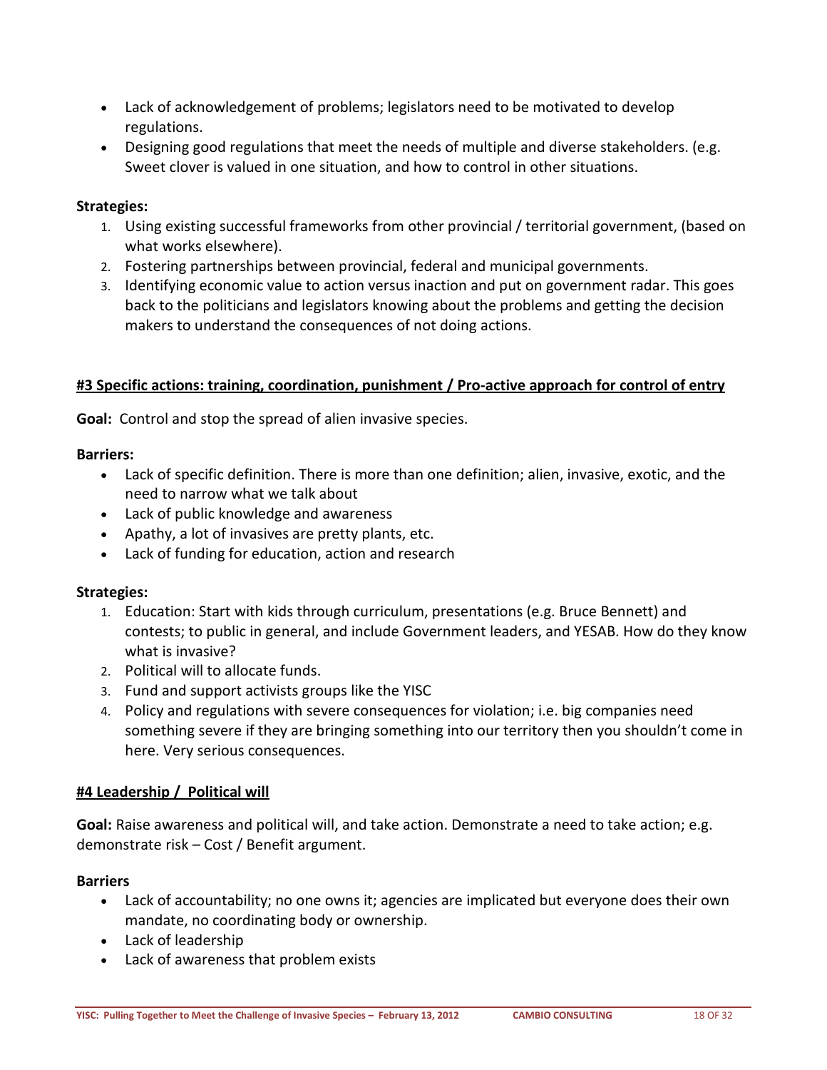- Lack of acknowledgement of problems; legislators need to be motivated to develop regulations.
- Designing good regulations that meet the needs of multiple and diverse stakeholders. (e.g. Sweet clover is valued in one situation, and how to control in other situations.

**Strategies:**

1. Using existing successful frameworks from other provincial / territorial government, (based on what works elsewhere).
2. Fostering partnerships between provincial, federal and municipal governments.
3. Identifying economic value to action versus inaction and put on government radar. This goes back to the politicians and legislators knowing about the problems and getting the decision makers to understand the consequences of not doing actions.

## #3 Specific actions: training, coordination, punishment / Pro-active approach for control of entry

**Goal:** Control and stop the spread of alien invasive species.

**Barriers:**

- Lack of specific definition. There is more than one definition; alien, invasive, exotic, and the need to narrow what we talk about
- Lack of public knowledge and awareness
- Apathy, a lot of invasives are pretty plants, etc.
- Lack of funding for education, action and research

**Strategies:**

1. Education: Start with kids through curriculum, presentations (e.g. Bruce Bennett) and contests; to public in general, and include Government leaders, and YESAB. How do they know what is invasive?
2. Political will to allocate funds.
3. Fund and support activists groups like the YISC
4. Policy and regulations with severe consequences for violation; i.e. big companies need something severe if they are bringing something into our territory then you shouldn't come in here. Very serious consequences.

## #4 Leadership / Political will

**Goal:** Raise awareness and political will, and take action. Demonstrate a need to take action; e.g. demonstrate risk – Cost / Benefit argument.

**Barriers**

- Lack of accountability; no one owns it; agencies are implicated but everyone does their own mandate, no coordinating body or ownership.
- Lack of leadership
- Lack of awareness that problem exists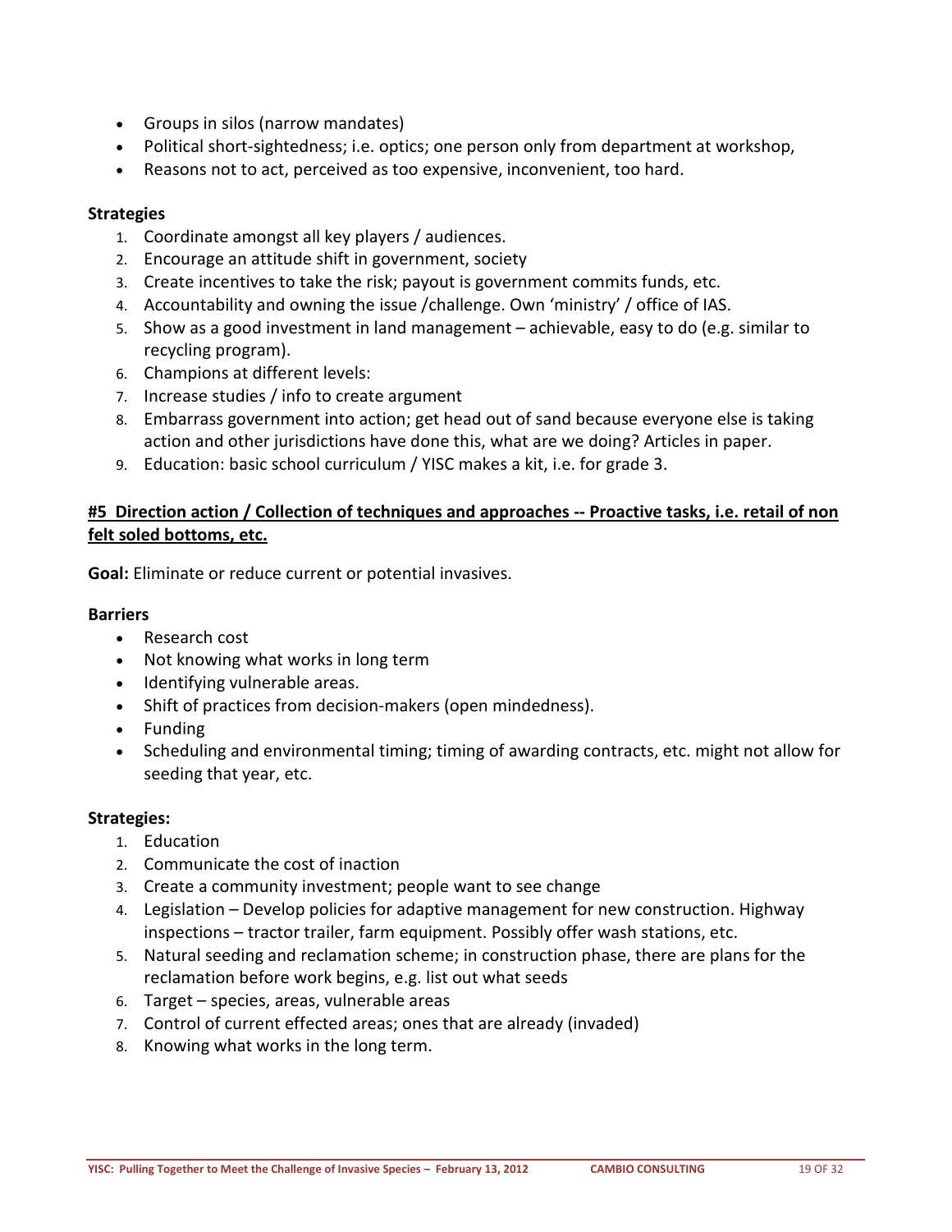- Groups in silos (narrow mandates)
- Political short-sightedness; i.e. optics; one person only from department at workshop,
- Reasons not to act, perceived as too expensive, inconvenient, too hard.

**Strategies**

1. Coordinate amongst all key players / audiences.
2. Encourage an attitude shift in government, society
3. Create incentives to take the risk; payout is government commits funds, etc.
4. Accountability and owning the issue /challenge. Own 'ministry' / office of IAS.
5. Show as a good investment in land management – achievable, easy to do (e.g. similar to recycling program).
6. Champions at different levels:
7. Increase studies / info to create argument
8. Embarrass government into action; get head out of sand because everyone else is taking action and other jurisdictions have done this, what are we doing? Articles in paper.
9. Education: basic school curriculum / YISC makes a kit, i.e. for grade 3.

**<u>#5 Direction action / Collection of techniques and approaches -- Proactive tasks, i.e. retail of non felt soled bottoms, etc.</u>**

**Goal:** Eliminate or reduce current or potential invasives.

**Barriers**

- Research cost
- Not knowing what works in long term
- Identifying vulnerable areas.
- Shift of practices from decision-makers (open mindedness).
- Funding
- Scheduling and environmental timing; timing of awarding contracts, etc. might not allow for seeding that year, etc.

**Strategies:**

1. Education
2. Communicate the cost of inaction
3. Create a community investment; people want to see change
4. Legislation – Develop policies for adaptive management for new construction. Highway inspections – tractor trailer, farm equipment. Possibly offer wash stations, etc.
5. Natural seeding and reclamation scheme; in construction phase, there are plans for the reclamation before work begins, e.g. list out what seeds
6. Target – species, areas, vulnerable areas
7. Control of current effected areas; ones that are already (invaded)
8. Knowing what works in the long term.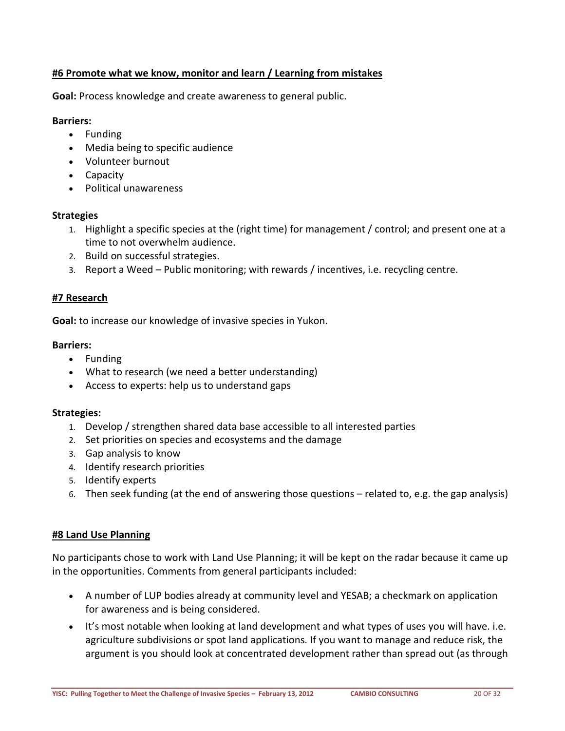**#6 Promote what we know, monitor and learn / Learning from mistakes**

**Goal:** Process knowledge and create awareness to general public.

**Barriers:**

- Funding
- Media being to specific audience
- Volunteer burnout
- Capacity
- Political unawareness

**Strategies**

1. Highlight a specific species at the (right time) for management / control; and present one at a time to not overwhelm audience.
2. Build on successful strategies.
3. Report a Weed – Public monitoring; with rewards / incentives, i.e. recycling centre.

**#7 Research**

**Goal:** to increase our knowledge of invasive species in Yukon.

**Barriers:**

- Funding
- What to research (we need a better understanding)
- Access to experts: help us to understand gaps

**Strategies:**

1. Develop / strengthen shared data base accessible to all interested parties
2. Set priorities on species and ecosystems and the damage
3. Gap analysis to know
4. Identify research priorities
5. Identify experts
6. Then seek funding (at the end of answering those questions – related to, e.g. the gap analysis)

**#8 Land Use Planning**

No participants chose to work with Land Use Planning; it will be kept on the radar because it came up in the opportunities. Comments from general participants included:

- A number of LUP bodies already at community level and YESAB; a checkmark on application for awareness and is being considered.
- It's most notable when looking at land development and what types of uses you will have. i.e. agriculture subdivisions or spot land applications. If you want to manage and reduce risk, the argument is you should look at concentrated development rather than spread out (as through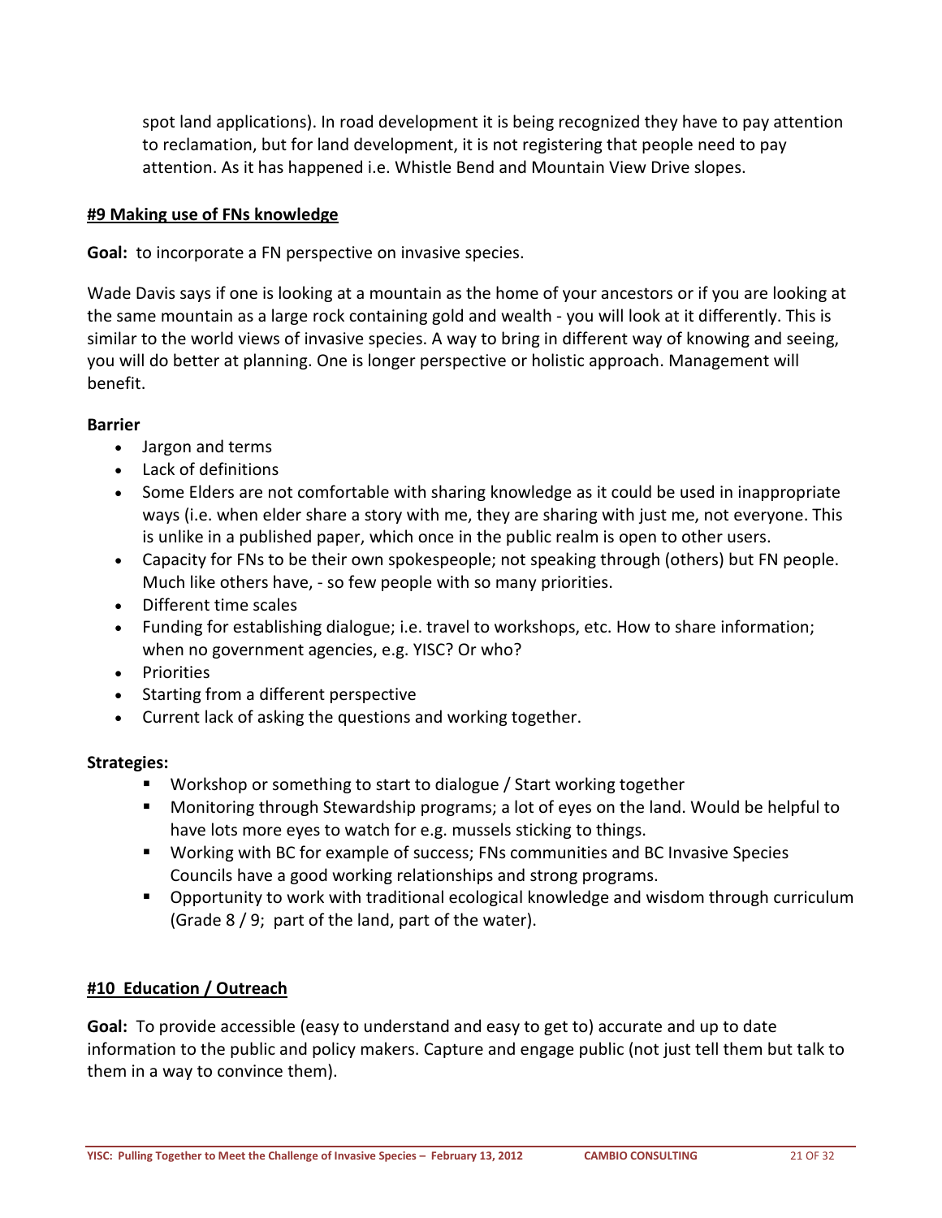spot land applications). In road development it is being recognized they have to pay attention to reclamation, but for land development, it is not registering that people need to pay attention. As it has happened i.e. Whistle Bend and Mountain View Drive slopes.

#### #9 Making use of FNs knowledge

**Goal:** to incorporate a FN perspective on invasive species.

Wade Davis says if one is looking at a mountain as the home of your ancestors or if you are looking at the same mountain as a large rock containing gold and wealth - you will look at it differently. This is similar to the world views of invasive species. A way to bring in different way of knowing and seeing, you will do better at planning. One is longer perspective or holistic approach. Management will benefit.

**Barrier**

- Jargon and terms
- Lack of definitions
- Some Elders are not comfortable with sharing knowledge as it could be used in inappropriate ways (i.e. when elder share a story with me, they are sharing with just me, not everyone. This is unlike in a published paper, which once in the public realm is open to other users.
- Capacity for FNs to be their own spokespeople; not speaking through (others) but FN people. Much like others have, - so few people with so many priorities.
- Different time scales
- Funding for establishing dialogue; i.e. travel to workshops, etc. How to share information; when no government agencies, e.g. YISC? Or who?
- Priorities
- Starting from a different perspective
- Current lack of asking the questions and working together.

**Strategies:**

- Workshop or something to start to dialogue / Start working together
- Monitoring through Stewardship programs; a lot of eyes on the land. Would be helpful to have lots more eyes to watch for e.g. mussels sticking to things.
- Working with BC for example of success; FNs communities and BC Invasive Species Councils have a good working relationships and strong programs.
- Opportunity to work with traditional ecological knowledge and wisdom through curriculum (Grade 8 / 9; part of the land, part of the water).

#### #10 Education / Outreach

**Goal:** To provide accessible (easy to understand and easy to get to) accurate and up to date information to the public and policy makers. Capture and engage public (not just tell them but talk to them in a way to convince them).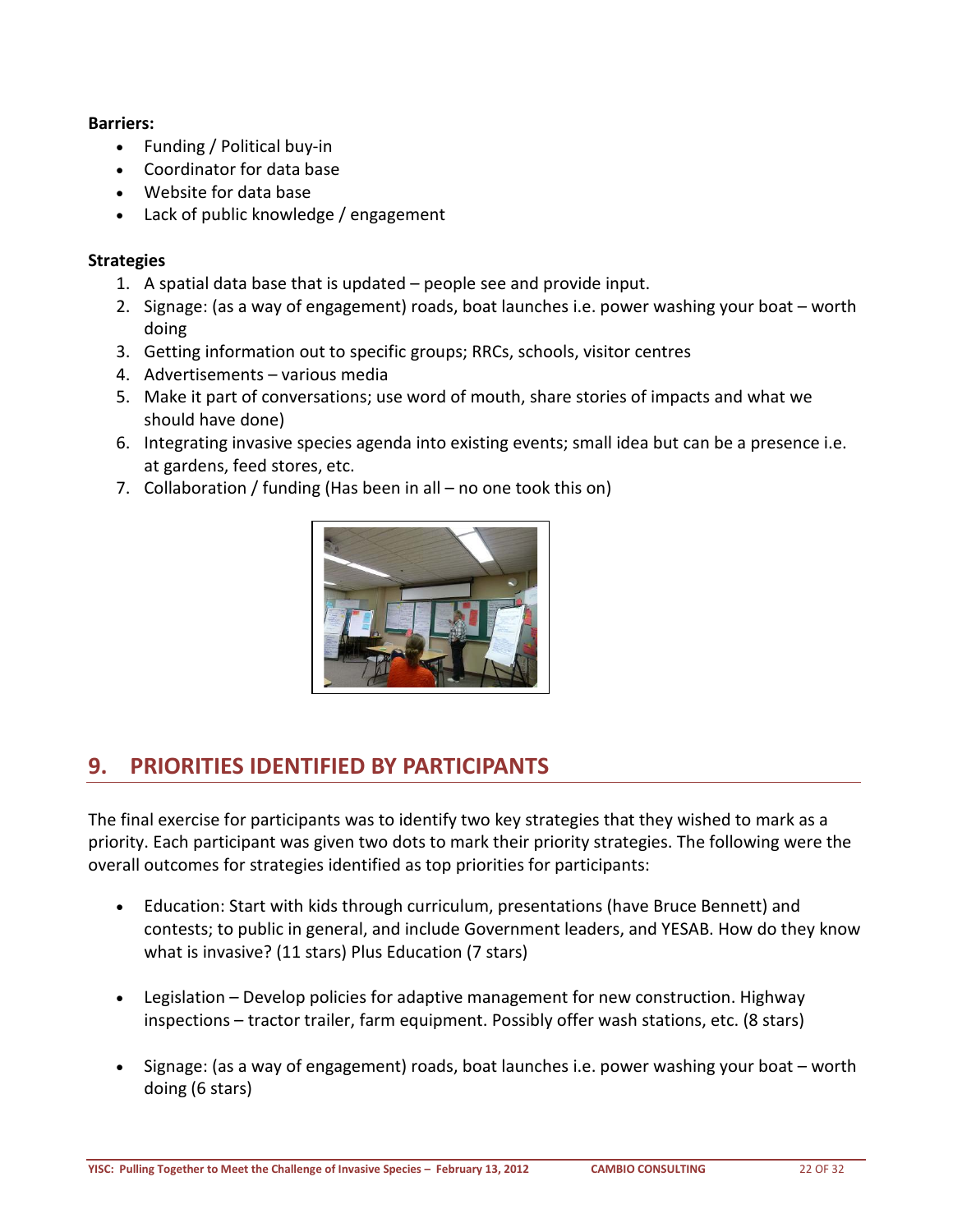**Barriers:**

- Funding / Political buy-in
- Coordinator for data base
- Website for data base
- Lack of public knowledge / engagement

**Strategies**

1. A spatial data base that is updated – people see and provide input.
2. Signage: (as a way of engagement) roads, boat launches i.e. power washing your boat – worth doing
3. Getting information out to specific groups; RRCs, schools, visitor centres
4. Advertisements – various media
5. Make it part of conversations; use word of mouth, share stories of impacts and what we should have done)
6. Integrating invasive species agenda into existing events; small idea but can be a presence i.e. at gardens, feed stores, etc.
7. Collaboration / funding (Has been in all – no one took this on)

## 9. PRIORITIES IDENTIFIED BY PARTICIPANTS

The final exercise for participants was to identify two key strategies that they wished to mark as a priority. Each participant was given two dots to mark their priority strategies. The following were the overall outcomes for strategies identified as top priorities for participants:

- Education: Start with kids through curriculum, presentations (have Bruce Bennett) and contests; to public in general, and include Government leaders, and YESAB. How do they know what is invasive? (11 stars) Plus Education (7 stars)

- Legislation – Develop policies for adaptive management for new construction. Highway inspections – tractor trailer, farm equipment. Possibly offer wash stations, etc. (8 stars)

- Signage: (as a way of engagement) roads, boat launches i.e. power washing your boat – worth doing (6 stars)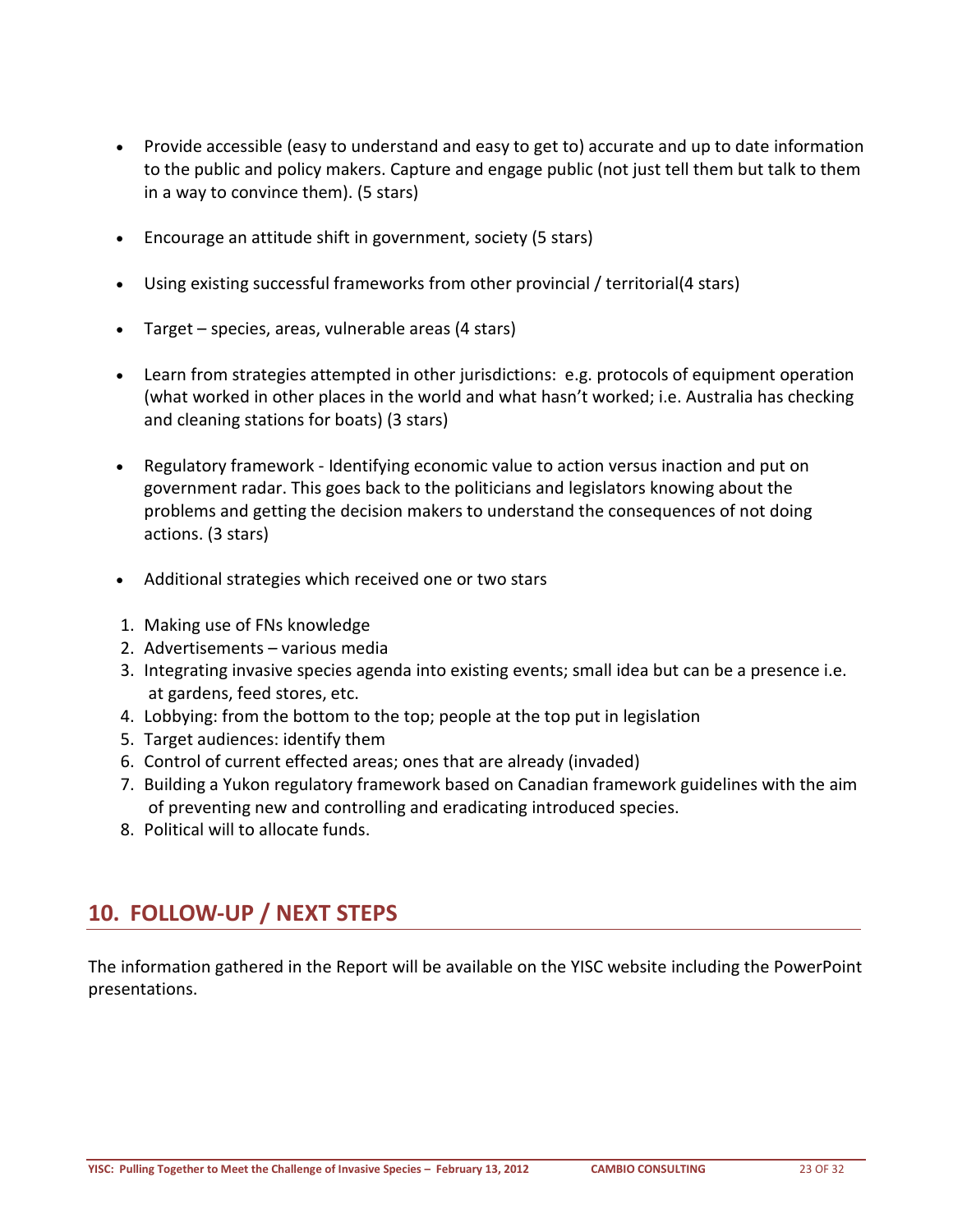- Provide accessible (easy to understand and easy to get to) accurate and up to date information to the public and policy makers. Capture and engage public (not just tell them but talk to them in a way to convince them). (5 stars)

- Encourage an attitude shift in government, society (5 stars)

- Using existing successful frameworks from other provincial / territorial(4 stars)

- Target – species, areas, vulnerable areas (4 stars)

- Learn from strategies attempted in other jurisdictions: e.g. protocols of equipment operation (what worked in other places in the world and what hasn't worked; i.e. Australia has checking and cleaning stations for boats) (3 stars)

- Regulatory framework - Identifying economic value to action versus inaction and put on government radar. This goes back to the politicians and legislators knowing about the problems and getting the decision makers to understand the consequences of not doing actions. (3 stars)

- Additional strategies which received one or two stars

1. Making use of FNs knowledge
2. Advertisements – various media
3. Integrating invasive species agenda into existing events; small idea but can be a presence i.e. at gardens, feed stores, etc.
4. Lobbying: from the bottom to the top; people at the top put in legislation
5. Target audiences: identify them
6. Control of current effected areas; ones that are already (invaded)
7. Building a Yukon regulatory framework based on Canadian framework guidelines with the aim of preventing new and controlling and eradicating introduced species.
8. Political will to allocate funds.

## 10. FOLLOW-UP / NEXT STEPS

The information gathered in the Report will be available on the YISC website including the PowerPoint presentations.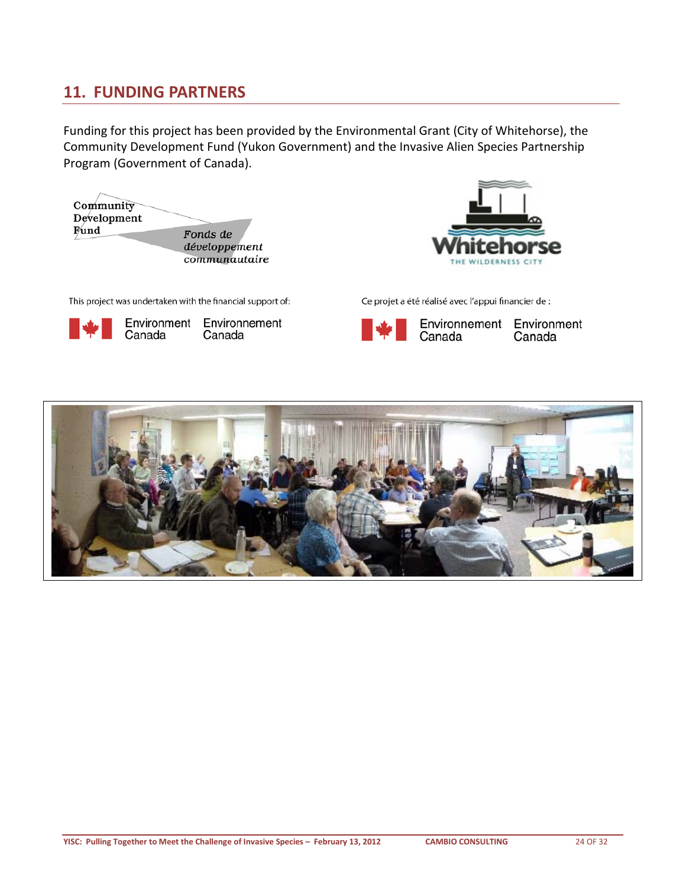## 11. FUNDING PARTNERS

Funding for this project has been provided by the Environmental Grant (City of Whitehorse), the Community Development Fund (Yukon Government) and the Invasive Alien Species Partnership Program (Government of Canada).

Community Development Fund

*Fonds de développement communautaire*

Whitehorse

THE WILDERNESS CITY

This project was undertaken with the financial support of:

Environment Canada Environnement Canada

Ce projet a été réalisé avec l'appui financier de :

Environnement Canada Environment Canada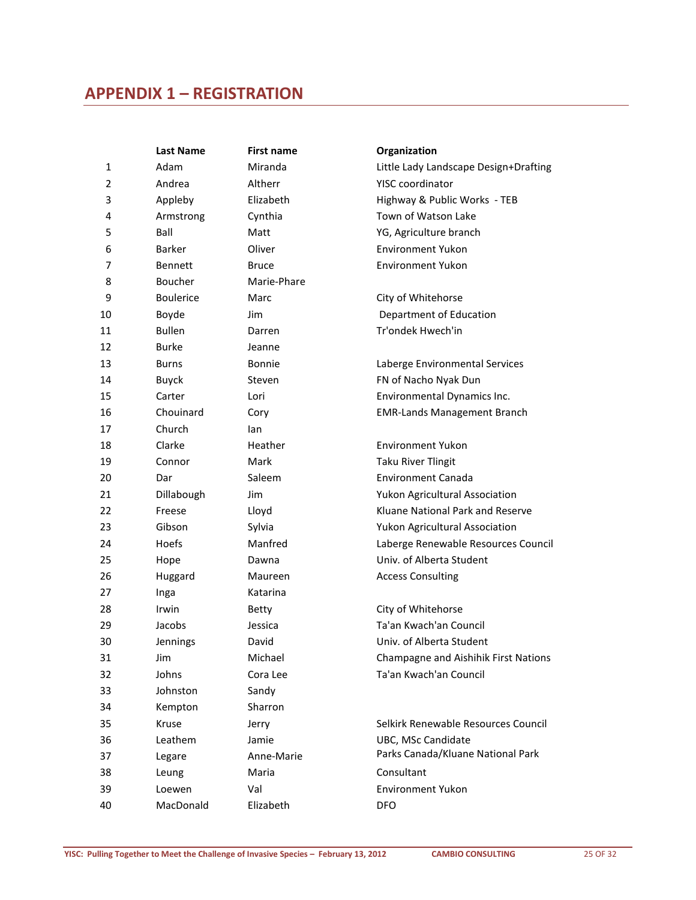# APPENDIX 1 – REGISTRATION

| | Last Name | First name | Organization |
|---|---|---|---|
| 1 | Adam | Miranda | Little Lady Landscape Design+Drafting |
| 2 | Andrea | Altherr | YISC coordinator |
| 3 | Appleby | Elizabeth | Highway & Public Works - TEB |
| 4 | Armstrong | Cynthia | Town of Watson Lake |
| 5 | Ball | Matt | YG, Agriculture branch |
| 6 | Barker | Oliver | Environment Yukon |
| 7 | Bennett | Bruce | Environment Yukon |
| 8 | Boucher | Marie-Phare | |
| 9 | Boulerice | Marc | City of Whitehorse |
| 10 | Boyde | Jim | Department of Education |
| 11 | Bullen | Darren | Tr'ondek Hwech'in |
| 12 | Burke | Jeanne | |
| 13 | Burns | Bonnie | Laberge Environmental Services |
| 14 | Buyck | Steven | FN of Nacho Nyak Dun |
| 15 | Carter | Lori | Environmental Dynamics Inc. |
| 16 | Chouinard | Cory | EMR-Lands Management Branch |
| 17 | Church | Ian | |
| 18 | Clarke | Heather | Environment Yukon |
| 19 | Connor | Mark | Taku River Tlingit |
| 20 | Dar | Saleem | Environment Canada |
| 21 | Dillabough | Jim | Yukon Agricultural Association |
| 22 | Freese | Lloyd | Kluane National Park and Reserve |
| 23 | Gibson | Sylvia | Yukon Agricultural Association |
| 24 | Hoefs | Manfred | Laberge Renewable Resources Council |
| 25 | Hope | Dawna | Univ. of Alberta Student |
| 26 | Huggard | Maureen | Access Consulting |
| 27 | Inga | Katarina | |
| 28 | Irwin | Betty | City of Whitehorse |
| 29 | Jacobs | Jessica | Ta'an Kwach'an Council |
| 30 | Jennings | David | Univ. of Alberta Student |
| 31 | Jim | Michael | Champagne and Aishihik First Nations |
| 32 | Johns | Cora Lee | Ta'an Kwach'an Council |
| 33 | Johnston | Sandy | |
| 34 | Kempton | Sharron | |
| 35 | Kruse | Jerry | Selkirk Renewable Resources Council |
| 36 | Leathem | Jamie | UBC, MSc Candidate |
| 37 | Legare | Anne-Marie | Parks Canada/Kluane National Park |
| 38 | Leung | Maria | Consultant |
| 39 | Loewen | Val | Environment Yukon |
| 40 | MacDonald | Elizabeth | DFO |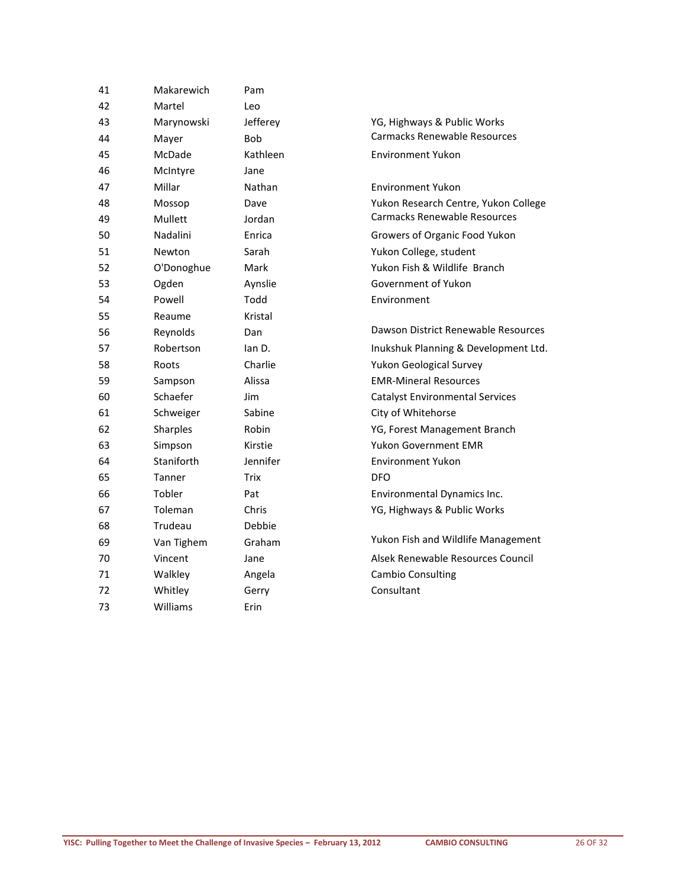| | | | |
|---|---|---|---|
| 41 | Makarewich | Pam | |
| 42 | Martel | Leo | |
| 43 | Marynowski | Jefferey | YG, Highways & Public Works |
| 44 | Mayer | Bob | Carmacks Renewable Resources |
| 45 | McDade | Kathleen | Environment Yukon |
| 46 | McIntyre | Jane | |
| 47 | Millar | Nathan | Environment Yukon |
| 48 | Mossop | Dave | Yukon Research Centre, Yukon College |
| 49 | Mullett | Jordan | Carmacks Renewable Resources |
| 50 | Nadalini | Enrica | Growers of Organic Food Yukon |
| 51 | Newton | Sarah | Yukon College, student |
| 52 | O'Donoghue | Mark | Yukon Fish & Wildlife Branch |
| 53 | Ogden | Aynslie | Government of Yukon |
| 54 | Powell | Todd | Environment |
| 55 | Reaume | Kristal | |
| 56 | Reynolds | Dan | Dawson District Renewable Resources |
| 57 | Robertson | Ian D. | Inukshuk Planning & Development Ltd. |
| 58 | Roots | Charlie | Yukon Geological Survey |
| 59 | Sampson | Alissa | EMR-Mineral Resources |
| 60 | Schaefer | Jim | Catalyst Environmental Services |
| 61 | Schweiger | Sabine | City of Whitehorse |
| 62 | Sharples | Robin | YG, Forest Management Branch |
| 63 | Simpson | Kirstie | Yukon Government EMR |
| 64 | Staniforth | Jennifer | Environment Yukon |
| 65 | Tanner | Trix | DFO |
| 66 | Tobler | Pat | Environmental Dynamics Inc. |
| 67 | Toleman | Chris | YG, Highways & Public Works |
| 68 | Trudeau | Debbie | |
| 69 | Van Tighem | Graham | Yukon Fish and Wildlife Management |
| 70 | Vincent | Jane | Alsek Renewable Resources Council |
| 71 | Walkley | Angela | Cambio Consulting |
| 72 | Whitley | Gerry | Consultant |
| 73 | Williams | Erin | |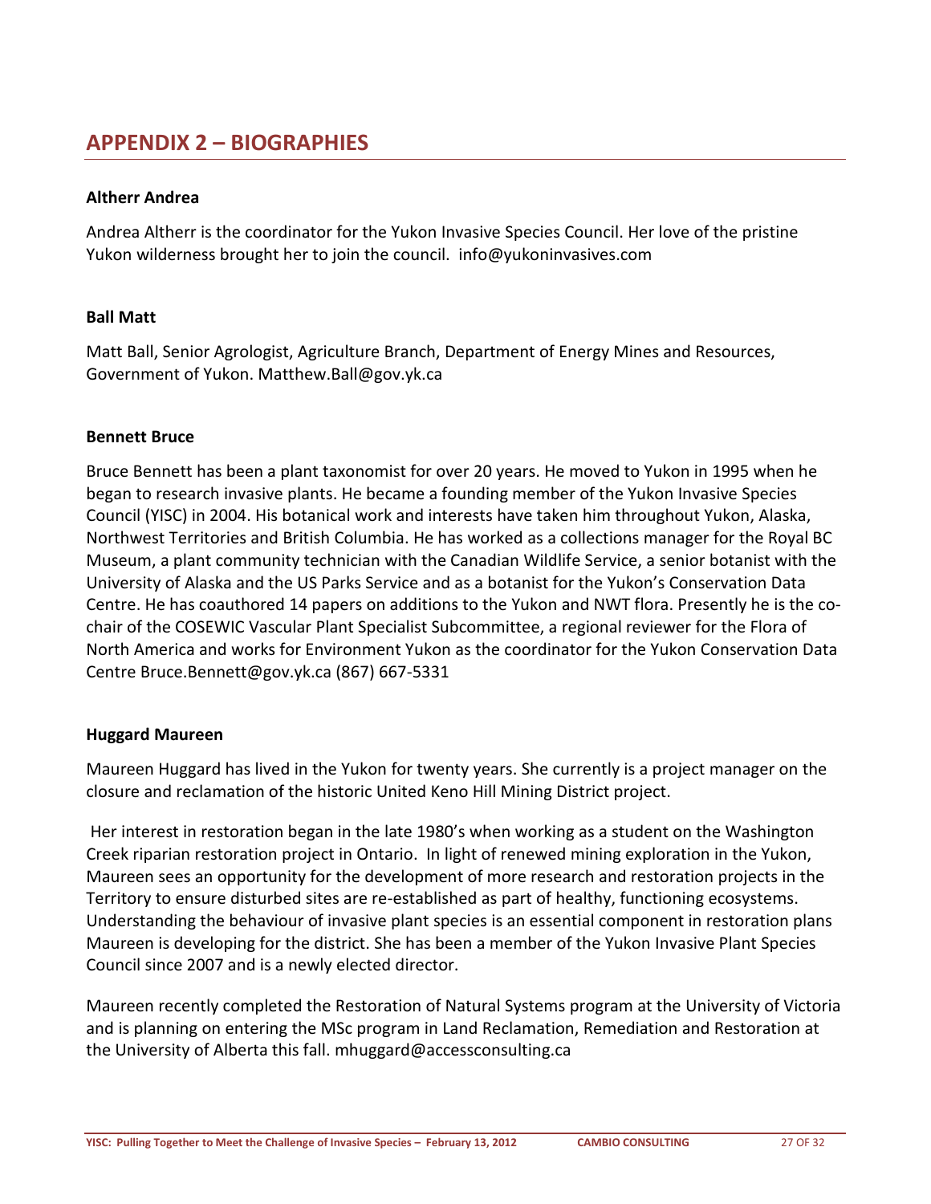# APPENDIX 2 – BIOGRAPHIES

**Altherr Andrea**

Andrea Altherr is the coordinator for the Yukon Invasive Species Council. Her love of the pristine Yukon wilderness brought her to join the council. info@yukoninvasives.com

**Ball Matt**

Matt Ball, Senior Agrologist, Agriculture Branch, Department of Energy Mines and Resources, Government of Yukon. Matthew.Ball@gov.yk.ca

**Bennett Bruce**

Bruce Bennett has been a plant taxonomist for over 20 years. He moved to Yukon in 1995 when he began to research invasive plants. He became a founding member of the Yukon Invasive Species Council (YISC) in 2004. His botanical work and interests have taken him throughout Yukon, Alaska, Northwest Territories and British Columbia. He has worked as a collections manager for the Royal BC Museum, a plant community technician with the Canadian Wildlife Service, a senior botanist with the University of Alaska and the US Parks Service and as a botanist for the Yukon's Conservation Data Centre. He has coauthored 14 papers on additions to the Yukon and NWT flora. Presently he is the co-chair of the COSEWIC Vascular Plant Specialist Subcommittee, a regional reviewer for the Flora of North America and works for Environment Yukon as the coordinator for the Yukon Conservation Data Centre Bruce.Bennett@gov.yk.ca (867) 667-5331

**Huggard Maureen**

Maureen Huggard has lived in the Yukon for twenty years. She currently is a project manager on the closure and reclamation of the historic United Keno Hill Mining District project.

Her interest in restoration began in the late 1980's when working as a student on the Washington Creek riparian restoration project in Ontario. In light of renewed mining exploration in the Yukon, Maureen sees an opportunity for the development of more research and restoration projects in the Territory to ensure disturbed sites are re-established as part of healthy, functioning ecosystems. Understanding the behaviour of invasive plant species is an essential component in restoration plans Maureen is developing for the district. She has been a member of the Yukon Invasive Plant Species Council since 2007 and is a newly elected director.

Maureen recently completed the Restoration of Natural Systems program at the University of Victoria and is planning on entering the MSc program in Land Reclamation, Remediation and Restoration at the University of Alberta this fall. mhuggard@accessconsulting.ca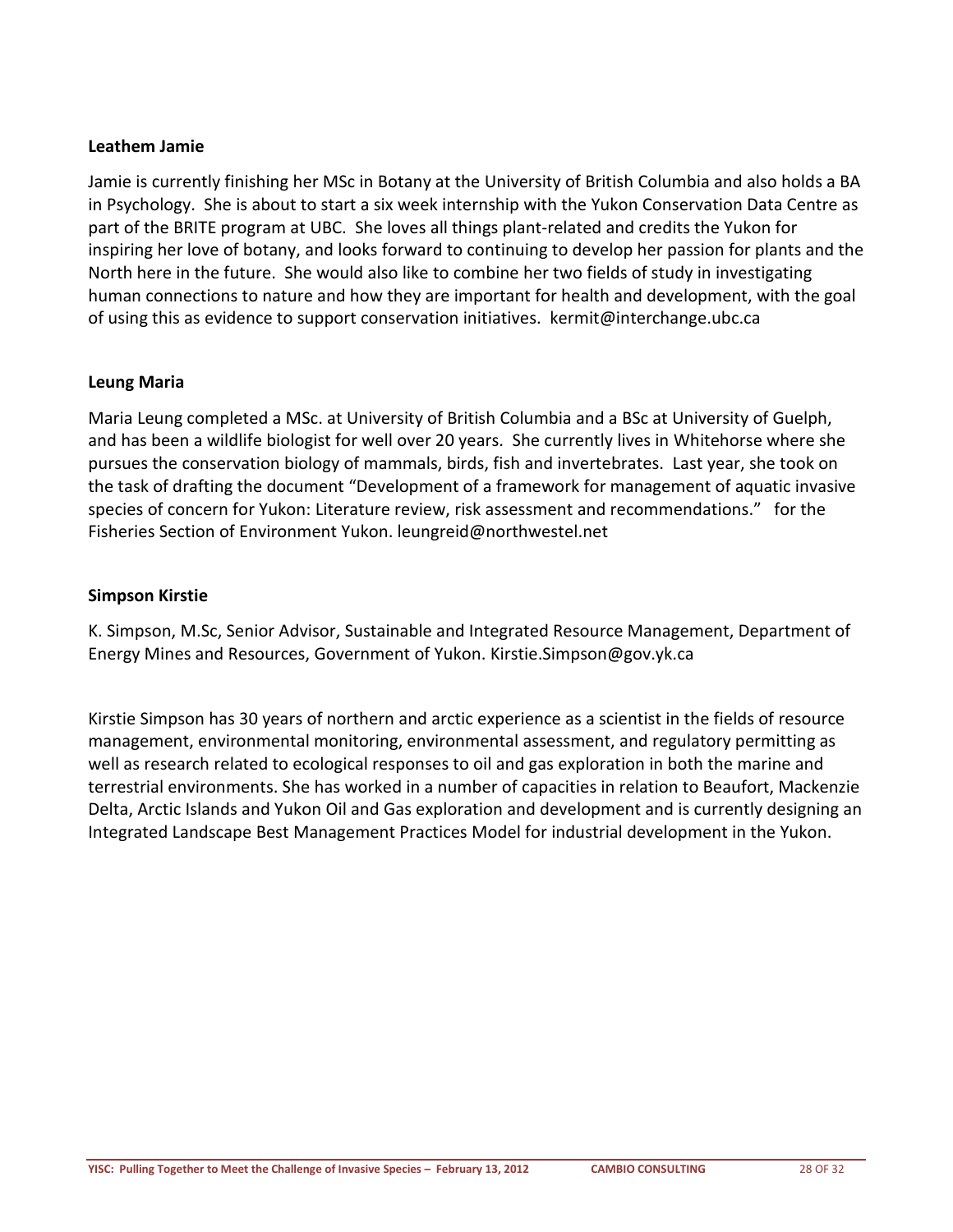**Leathem Jamie**

Jamie is currently finishing her MSc in Botany at the University of British Columbia and also holds a BA in Psychology. She is about to start a six week internship with the Yukon Conservation Data Centre as part of the BRITE program at UBC. She loves all things plant-related and credits the Yukon for inspiring her love of botany, and looks forward to continuing to develop her passion for plants and the North here in the future. She would also like to combine her two fields of study in investigating human connections to nature and how they are important for health and development, with the goal of using this as evidence to support conservation initiatives. kermit@interchange.ubc.ca

**Leung Maria**

Maria Leung completed a MSc. at University of British Columbia and a BSc at University of Guelph, and has been a wildlife biologist for well over 20 years. She currently lives in Whitehorse where she pursues the conservation biology of mammals, birds, fish and invertebrates. Last year, she took on the task of drafting the document "Development of a framework for management of aquatic invasive species of concern for Yukon: Literature review, risk assessment and recommendations." for the Fisheries Section of Environment Yukon. leungreid@northwestel.net

**Simpson Kirstie**

K. Simpson, M.Sc, Senior Advisor, Sustainable and Integrated Resource Management, Department of Energy Mines and Resources, Government of Yukon. Kirstie.Simpson@gov.yk.ca

Kirstie Simpson has 30 years of northern and arctic experience as a scientist in the fields of resource management, environmental monitoring, environmental assessment, and regulatory permitting as well as research related to ecological responses to oil and gas exploration in both the marine and terrestrial environments. She has worked in a number of capacities in relation to Beaufort, Mackenzie Delta, Arctic Islands and Yukon Oil and Gas exploration and development and is currently designing an Integrated Landscape Best Management Practices Model for industrial development in the Yukon.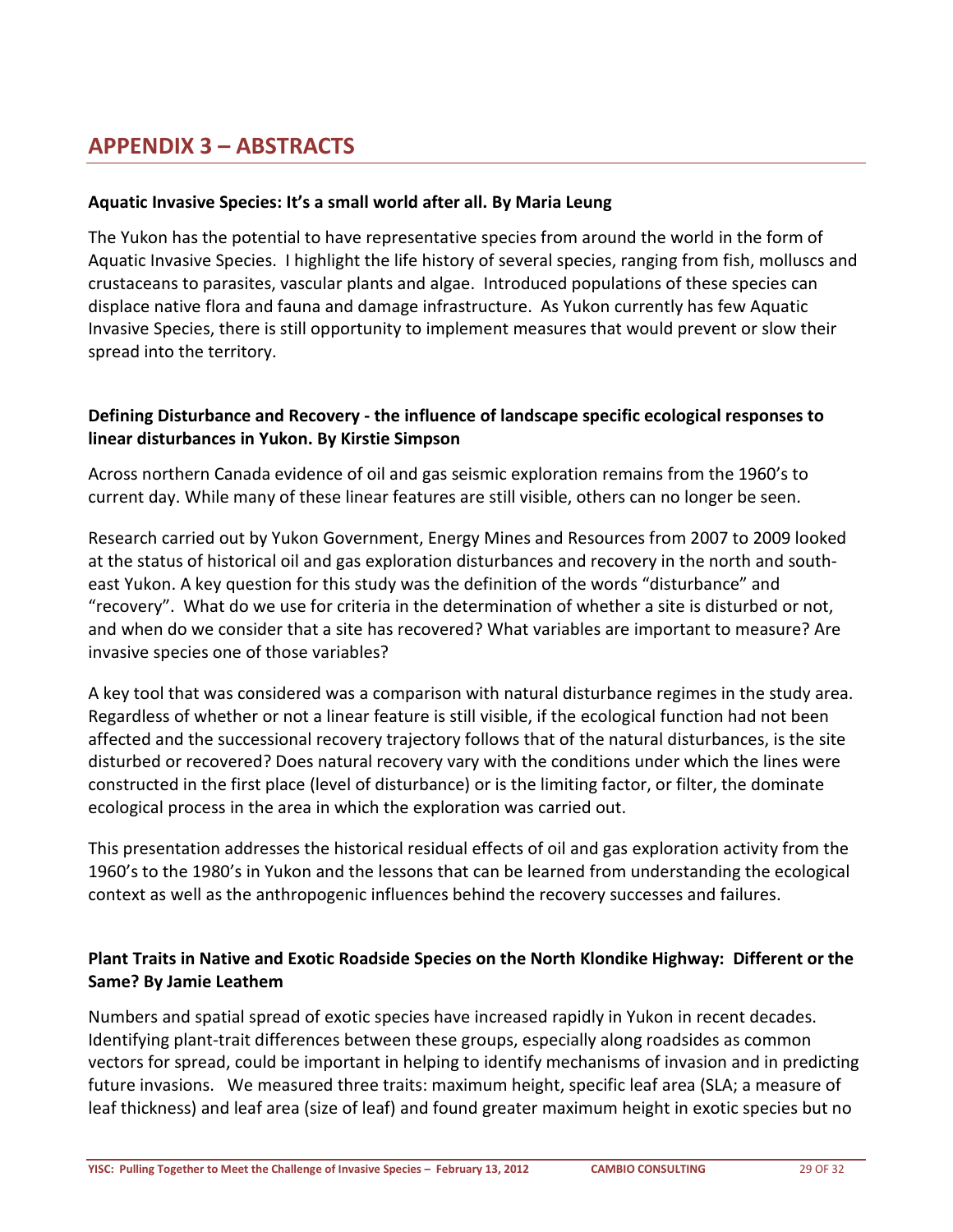# APPENDIX 3 – ABSTRACTS

**Aquatic Invasive Species: It's a small world after all. By Maria Leung**

The Yukon has the potential to have representative species from around the world in the form of Aquatic Invasive Species. I highlight the life history of several species, ranging from fish, molluscs and crustaceans to parasites, vascular plants and algae. Introduced populations of these species can displace native flora and fauna and damage infrastructure. As Yukon currently has few Aquatic Invasive Species, there is still opportunity to implement measures that would prevent or slow their spread into the territory.

**Defining Disturbance and Recovery - the influence of landscape specific ecological responses to linear disturbances in Yukon. By Kirstie Simpson**

Across northern Canada evidence of oil and gas seismic exploration remains from the 1960's to current day. While many of these linear features are still visible, others can no longer be seen.

Research carried out by Yukon Government, Energy Mines and Resources from 2007 to 2009 looked at the status of historical oil and gas exploration disturbances and recovery in the north and south-east Yukon. A key question for this study was the definition of the words "disturbance" and "recovery". What do we use for criteria in the determination of whether a site is disturbed or not, and when do we consider that a site has recovered? What variables are important to measure? Are invasive species one of those variables?

A key tool that was considered was a comparison with natural disturbance regimes in the study area. Regardless of whether or not a linear feature is still visible, if the ecological function had not been affected and the successional recovery trajectory follows that of the natural disturbances, is the site disturbed or recovered? Does natural recovery vary with the conditions under which the lines were constructed in the first place (level of disturbance) or is the limiting factor, or filter, the dominate ecological process in the area in which the exploration was carried out.

This presentation addresses the historical residual effects of oil and gas exploration activity from the 1960's to the 1980's in Yukon and the lessons that can be learned from understanding the ecological context as well as the anthropogenic influences behind the recovery successes and failures.

**Plant Traits in Native and Exotic Roadside Species on the North Klondike Highway: Different or the Same? By Jamie Leathem**

Numbers and spatial spread of exotic species have increased rapidly in Yukon in recent decades. Identifying plant-trait differences between these groups, especially along roadsides as common vectors for spread, could be important in helping to identify mechanisms of invasion and in predicting future invasions. We measured three traits: maximum height, specific leaf area (SLA; a measure of leaf thickness) and leaf area (size of leaf) and found greater maximum height in exotic species but no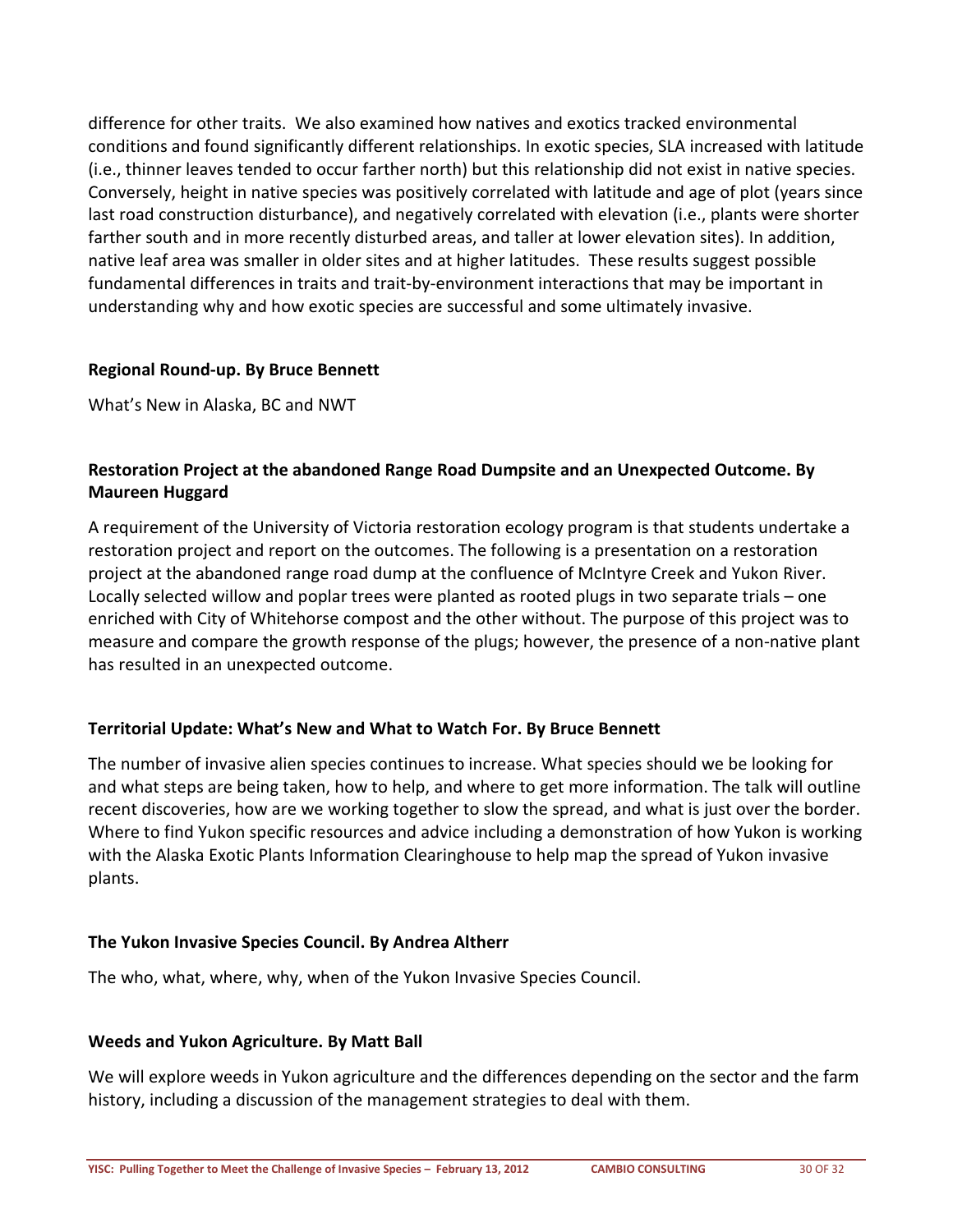difference for other traits. We also examined how natives and exotics tracked environmental conditions and found significantly different relationships. In exotic species, SLA increased with latitude (i.e., thinner leaves tended to occur farther north) but this relationship did not exist in native species. Conversely, height in native species was positively correlated with latitude and age of plot (years since last road construction disturbance), and negatively correlated with elevation (i.e., plants were shorter farther south and in more recently disturbed areas, and taller at lower elevation sites). In addition, native leaf area was smaller in older sites and at higher latitudes. These results suggest possible fundamental differences in traits and trait-by-environment interactions that may be important in understanding why and how exotic species are successful and some ultimately invasive.

**Regional Round-up. By Bruce Bennett**

What's New in Alaska, BC and NWT

**Restoration Project at the abandoned Range Road Dumpsite and an Unexpected Outcome. By Maureen Huggard**

A requirement of the University of Victoria restoration ecology program is that students undertake a restoration project and report on the outcomes. The following is a presentation on a restoration project at the abandoned range road dump at the confluence of McIntyre Creek and Yukon River. Locally selected willow and poplar trees were planted as rooted plugs in two separate trials – one enriched with City of Whitehorse compost and the other without. The purpose of this project was to measure and compare the growth response of the plugs; however, the presence of a non-native plant has resulted in an unexpected outcome.

**Territorial Update: What's New and What to Watch For. By Bruce Bennett**

The number of invasive alien species continues to increase. What species should we be looking for and what steps are being taken, how to help, and where to get more information. The talk will outline recent discoveries, how are we working together to slow the spread, and what is just over the border. Where to find Yukon specific resources and advice including a demonstration of how Yukon is working with the Alaska Exotic Plants Information Clearinghouse to help map the spread of Yukon invasive plants.

**The Yukon Invasive Species Council. By Andrea Altherr**

The who, what, where, why, when of the Yukon Invasive Species Council.

**Weeds and Yukon Agriculture. By Matt Ball**

We will explore weeds in Yukon agriculture and the differences depending on the sector and the farm history, including a discussion of the management strategies to deal with them.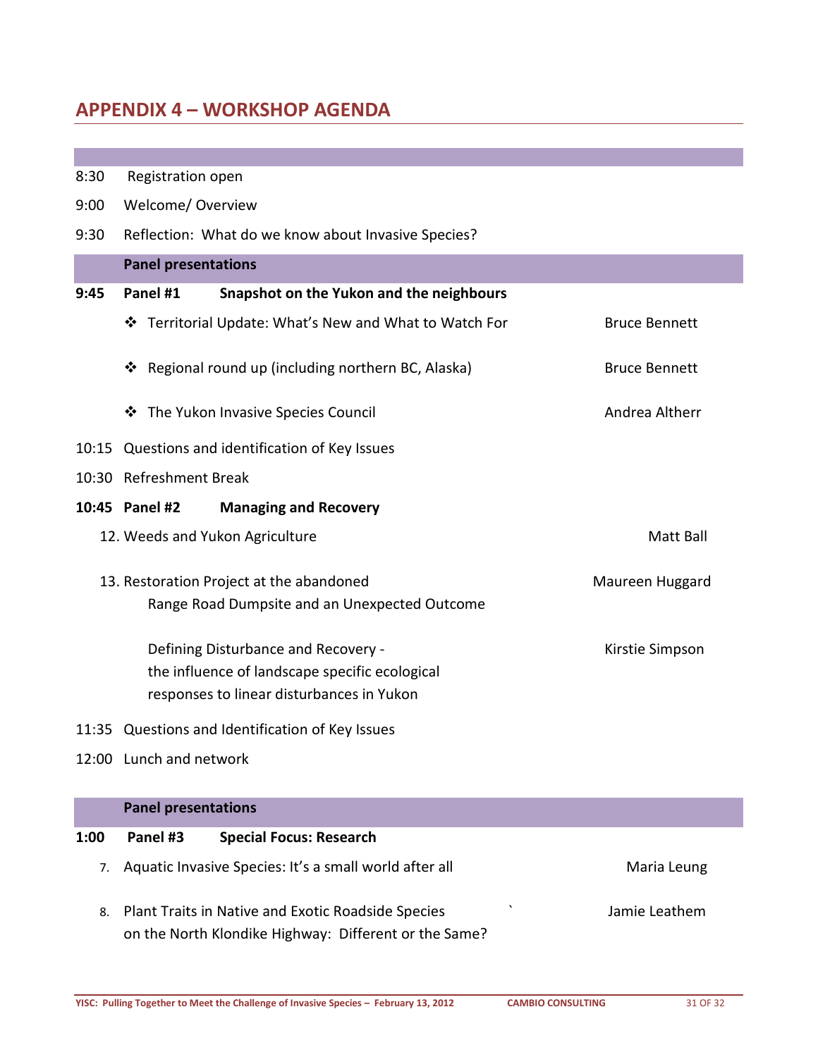## APPENDIX 4 – WORKSHOP AGENDA

| | | |
|---|---|---|
| 8:30 | Registration open | |
| 9:00 | Welcome/ Overview | |
| 9:30 | Reflection: What do we know about Invasive Species? | |
| | **Panel presentations** | |
| **9:45** | **Panel #1 Snapshot on the Yukon and the neighbours** | |
| | ❖ Territorial Update: What's New and What to Watch For | Bruce Bennett |
| | ❖ Regional round up (including northern BC, Alaska) | Bruce Bennett |
| | ❖ The Yukon Invasive Species Council | Andrea Altherr |
| 10:15 | Questions and identification of Key Issues | |
| 10:30 | Refreshment Break | |
| **10:45** | **Panel #2 Managing and Recovery** | |
| | 12. Weeds and Yukon Agriculture | Matt Ball |
| | 13. Restoration Project at the abandoned Range Road Dumpsite and an Unexpected Outcome | Maureen Huggard |
| | Defining Disturbance and Recovery - the influence of landscape specific ecological responses to linear disturbances in Yukon | Kirstie Simpson |
| 11:35 | Questions and Identification of Key Issues | |
| 12:00 | Lunch and network | |
| | **Panel presentations** | |
| **1:00** | **Panel #3 Special Focus: Research** | |
| | 7. Aquatic Invasive Species: It's a small world after all | Maria Leung |
| | 8. Plant Traits in Native and Exotic Roadside Species on the North Klondike Highway: Different or the Same? | Jamie Leathem |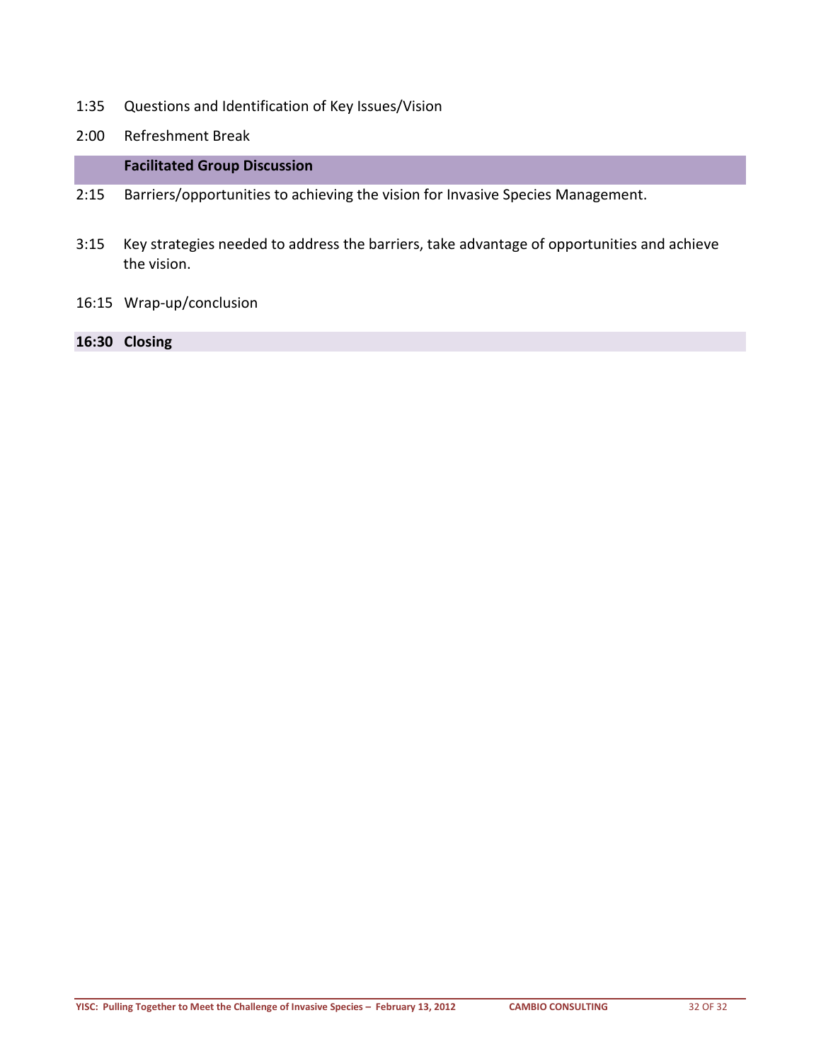1:35 Questions and Identification of Key Issues/Vision

2:00 Refreshment Break

**Facilitated Group Discussion**

2:15 Barriers/opportunities to achieving the vision for Invasive Species Management.

3:15 Key strategies needed to address the barriers, take advantage of opportunities and achieve the vision.

16:15 Wrap-up/conclusion

**16:30 Closing**